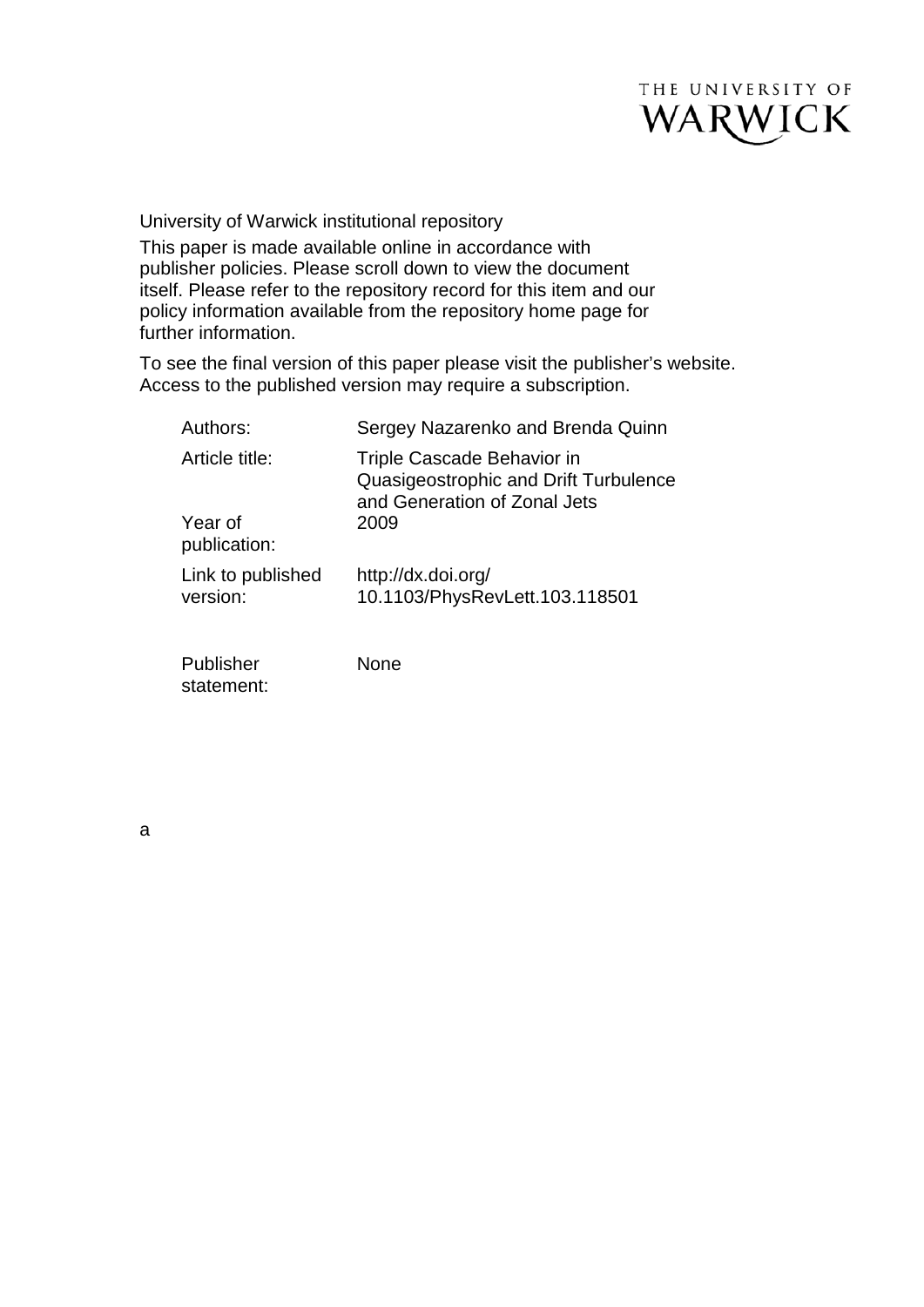THE UNIVERSITY OF WARWICK

University of Warwick institutional repository

This paper is made available online in accordance with publisher policies. Please scroll down to view the document itself. Please refer to the repository record for this item and our policy information available from the repository home page for further information.

To see the final version of this paper please visit the publisher's website. Access to the published version may require a subscription.

| | |
|---|---|
| Authors: | Sergey Nazarenko and Brenda Quinn |
| Article title: | Triple Cascade Behavior in Quasigeostrophic and Drift Turbulence and Generation of Zonal Jets |
| Year of publication: | 2009 |
| Link to published version: | http://dx.doi.org/10.1103/PhysRevLett.103.118501 |
| Publisher statement: | None |

a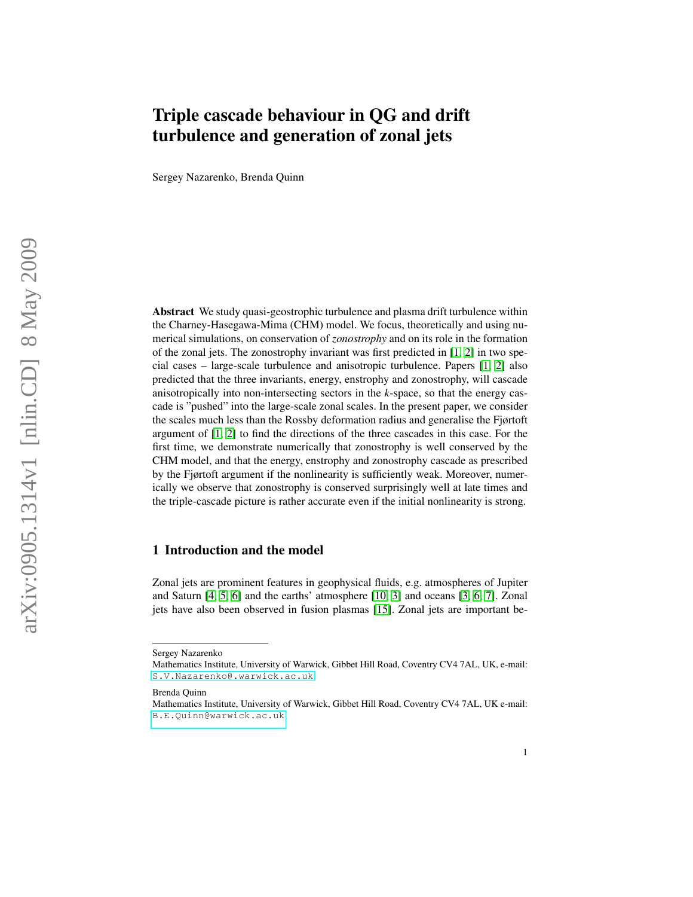# Triple cascade behaviour in QG and drift turbulence and generation of zonal jets

Sergey Nazarenko, Brenda Quinn

**Abstract** We study quasi-geostrophic turbulence and plasma drift turbulence within the Charney-Hasegawa-Mima (CHM) model. We focus, theoretically and using numerical simulations, on conservation of *zonostrophy* and on its role in the formation of the zonal jets. The zonostrophy invariant was first predicted in [1, 2] in two special cases – large-scale turbulence and anisotropic turbulence. Papers [1, 2] also predicted that the three invariants, energy, enstrophy and zonostrophy, will cascade anisotropically into non-intersecting sectors in the *k*-space, so that the energy cascade is "pushed" into the large-scale zonal scales. In the present paper, we consider the scales much less than the Rossby deformation radius and generalise the Fjørtoft argument of [1, 2] to find the directions of the three cascades in this case. For the first time, we demonstrate numerically that zonostrophy is well conserved by the CHM model, and that the energy, enstrophy and zonostrophy cascade as prescribed by the Fjørtoft argument if the nonlinearity is sufficiently weak. Moreover, numerically we observe that zonostrophy is conserved surprisingly well at late times and the triple-cascade picture is rather accurate even if the initial nonlinearity is strong.

## 1 Introduction and the model

Zonal jets are prominent features in geophysical fluids, e.g. atmospheres of Jupiter and Saturn [4, 5, 6] and the earths' atmosphere [10, 3] and oceans [3, 6, 7]. Zonal jets have also been observed in fusion plasmas [15]. Zonal jets are important be-

---

Sergey Nazarenko
Mathematics Institute, University of Warwick, Gibbet Hill Road, Coventry CV4 7AL, UK, e-mail: S.V.Nazarenko@.warwick.ac.uk

Brenda Quinn
Mathematics Institute, University of Warwick, Gibbet Hill Road, Coventry CV4 7AL, UK e-mail: B.E.Quinn@warwick.ac.uk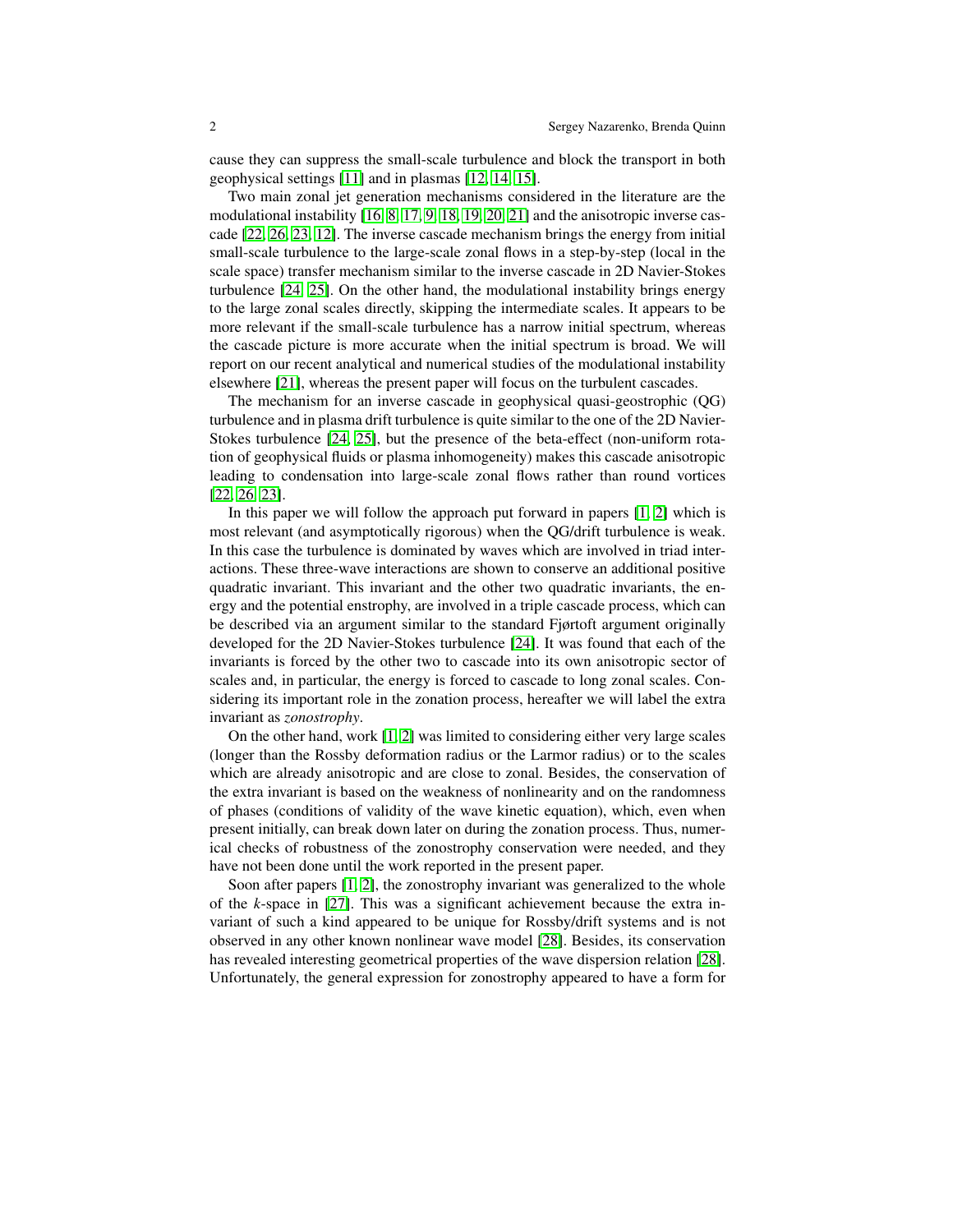cause they can suppress the small-scale turbulence and block the transport in both geophysical settings [11] and in plasmas [12, 14, 15].

Two main zonal jet generation mechanisms considered in the literature are the modulational instability [16, 8, 17, 9, 18, 19, 20, 21] and the anisotropic inverse cascade [22, 26, 23, 12]. The inverse cascade mechanism brings the energy from initial small-scale turbulence to the large-scale zonal flows in a step-by-step (local in the scale space) transfer mechanism similar to the inverse cascade in 2D Navier-Stokes turbulence [24, 25]. On the other hand, the modulational instability brings energy to the large zonal scales directly, skipping the intermediate scales. It appears to be more relevant if the small-scale turbulence has a narrow initial spectrum, whereas the cascade picture is more accurate when the initial spectrum is broad. We will report on our recent analytical and numerical studies of the modulational instability elsewhere [21], whereas the present paper will focus on the turbulent cascades.

The mechanism for an inverse cascade in geophysical quasi-geostrophic (QG) turbulence and in plasma drift turbulence is quite similar to the one of the 2D Navier-Stokes turbulence [24, 25], but the presence of the beta-effect (non-uniform rotation of geophysical fluids or plasma inhomogeneity) makes this cascade anisotropic leading to condensation into large-scale zonal flows rather than round vortices [22, 26, 23].

In this paper we will follow the approach put forward in papers [1, 2] which is most relevant (and asymptotically rigorous) when the QG/drift turbulence is weak. In this case the turbulence is dominated by waves which are involved in triad interactions. These three-wave interactions are shown to conserve an additional positive quadratic invariant. This invariant and the other two quadratic invariants, the energy and the potential enstrophy, are involved in a triple cascade process, which can be described via an argument similar to the standard Fjørtoft argument originally developed for the 2D Navier-Stokes turbulence [24]. It was found that each of the invariants is forced by the other two to cascade into its own anisotropic sector of scales and, in particular, the energy is forced to cascade to long zonal scales. Considering its important role in the zonation process, hereafter we will label the extra invariant as *zonostrophy*.

On the other hand, work [1, 2] was limited to considering either very large scales (longer than the Rossby deformation radius or the Larmor radius) or to the scales which are already anisotropic and are close to zonal. Besides, the conservation of the extra invariant is based on the weakness of nonlinearity and on the randomness of phases (conditions of validity of the wave kinetic equation), which, even when present initially, can break down later on during the zonation process. Thus, numerical checks of robustness of the zonostrophy conservation were needed, and they have not been done until the work reported in the present paper.

Soon after papers [1, 2], the zonostrophy invariant was generalized to the whole of the *k*-space in [27]. This was a significant achievement because the extra invariant of such a kind appeared to be unique for Rossby/drift systems and is not observed in any other known nonlinear wave model [28]. Besides, its conservation has revealed interesting geometrical properties of the wave dispersion relation [28]. Unfortunately, the general expression for zonostrophy appeared to have a form for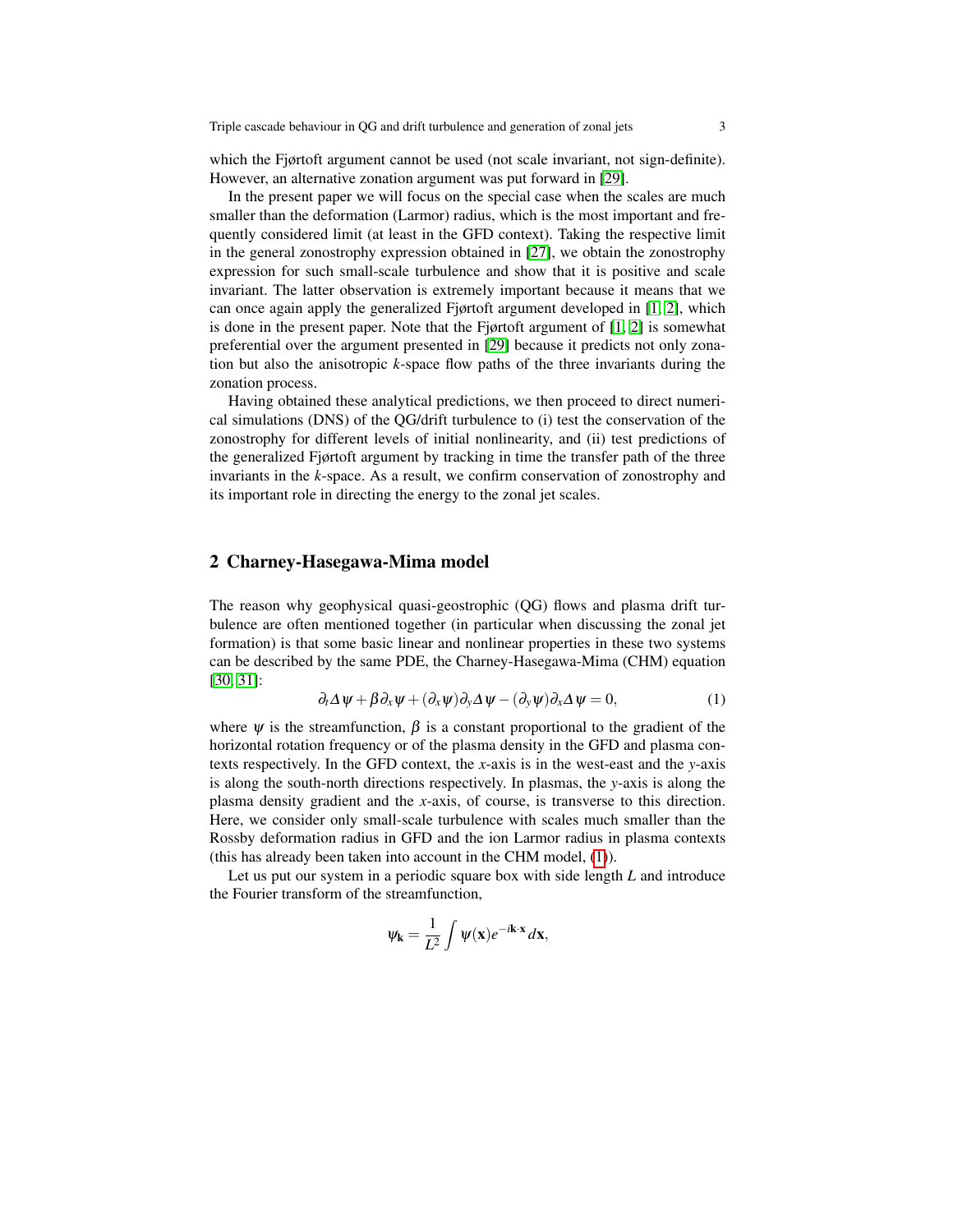which the Fjørtoft argument cannot be used (not scale invariant, not sign-definite). However, an alternative zonation argument was put forward in [29].

In the present paper we will focus on the special case when the scales are much smaller than the deformation (Larmor) radius, which is the most important and frequently considered limit (at least in the GFD context). Taking the respective limit in the general zonostrophy expression obtained in [27], we obtain the zonostrophy expression for such small-scale turbulence and show that it is positive and scale invariant. The latter observation is extremely important because it means that we can once again apply the generalized Fjørtoft argument developed in [1, 2], which is done in the present paper. Note that the Fjørtoft argument of [1, 2] is somewhat preferential over the argument presented in [29] because it predicts not only zonation but also the anisotropic $k$-space flow paths of the three invariants during the zonation process.

Having obtained these analytical predictions, we then proceed to direct numerical simulations (DNS) of the QG/drift turbulence to (i) test the conservation of the zonostrophy for different levels of initial nonlinearity, and (ii) test predictions of the generalized Fjørtoft argument by tracking in time the transfer path of the three invariants in the $k$-space. As a result, we confirm conservation of zonostrophy and its important role in directing the energy to the zonal jet scales.

## 2 Charney-Hasegawa-Mima model

The reason why geophysical quasi-geostrophic (QG) flows and plasma drift turbulence are often mentioned together (in particular when discussing the zonal jet formation) is that some basic linear and nonlinear properties in these two systems can be described by the same PDE, the Charney-Hasegawa-Mima (CHM) equation [30, 31]:

$$\partial_t \Delta \psi + \beta \partial_x \psi + (\partial_x \psi) \partial_y \Delta \psi - (\partial_y \psi) \partial_x \Delta \psi = 0, \tag{1}$$

where $\psi$ is the streamfunction, $\beta$ is a constant proportional to the gradient of the horizontal rotation frequency or of the plasma density in the GFD and plasma contexts respectively. In the GFD context, the $x$-axis is in the west-east and the $y$-axis is along the south-north directions respectively. In plasmas, the $y$-axis is along the plasma density gradient and the $x$-axis, of course, is transverse to this direction. Here, we consider only small-scale turbulence with scales much smaller than the Rossby deformation radius in GFD and the ion Larmor radius in plasma contexts (this has already been taken into account in the CHM model, (1)).

Let us put our system in a periodic square box with side length $L$ and introduce the Fourier transform of the streamfunction,

$$\psi_{\mathbf{k}} = \frac{1}{L^2} \int \psi(\mathbf{x}) e^{-i\mathbf{k}\cdot\mathbf{x}} d\mathbf{x},$$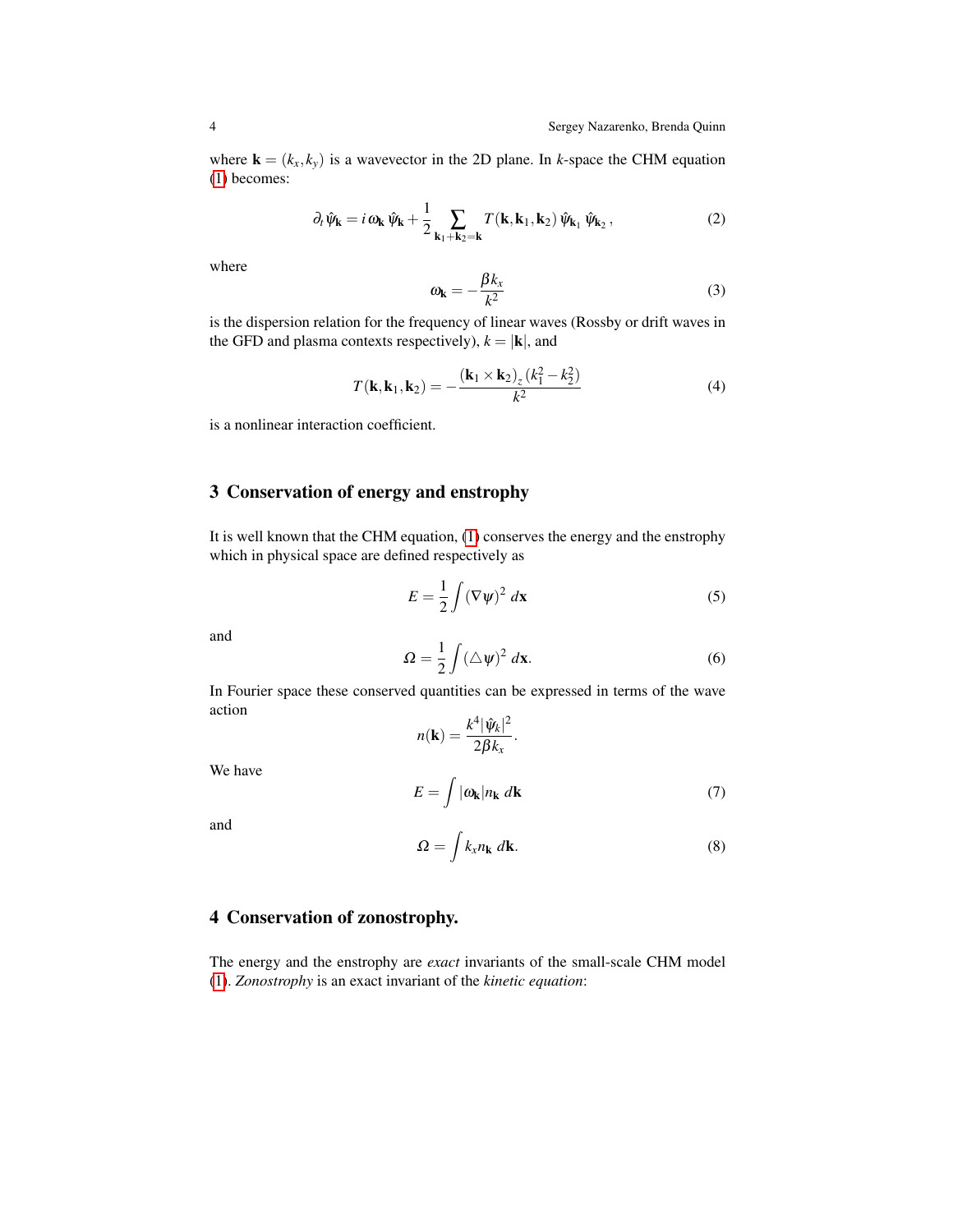where $\mathbf{k} = (k_x, k_y)$ is a wavevector in the 2D plane. In $k$-space the CHM equation (1) becomes:

$$\partial_t \hat{\psi}_{\mathbf{k}} = i\,\omega_{\mathbf{k}}\,\hat{\psi}_{\mathbf{k}} + \frac{1}{2}\sum_{\mathbf{k}_1+\mathbf{k}_2=\mathbf{k}} T(\mathbf{k},\mathbf{k}_1,\mathbf{k}_2)\,\hat{\psi}_{\mathbf{k}_1}\,\hat{\psi}_{\mathbf{k}_2}\,, \tag{2}$$

where

$$\omega_{\mathbf{k}} = -\frac{\beta k_x}{k^2} \tag{3}$$

is the dispersion relation for the frequency of linear waves (Rossby or drift waves in the GFD and plasma contexts respectively), $k = |\mathbf{k}|$, and

$$T(\mathbf{k},\mathbf{k}_1,\mathbf{k}_2) = -\frac{(\mathbf{k}_1 \times \mathbf{k}_2)_z\,(k_1^2 - k_2^2)}{k^2} \tag{4}$$

is a nonlinear interaction coefficient.

## 3 Conservation of energy and enstrophy

It is well known that the CHM equation, (1) conserves the energy and the enstrophy which in physical space are defined respectively as

$$E = \frac{1}{2}\int (\nabla\psi)^2\, d\mathbf{x} \tag{5}$$

and

$$\Omega = \frac{1}{2}\int (\triangle\psi)^2\, d\mathbf{x}. \tag{6}$$

In Fourier space these conserved quantities can be expressed in terms of the wave action

$$n(\mathbf{k}) = \frac{k^4|\hat{\psi}_k|^2}{2\beta k_x}.$$

We have

$$E = \int |\omega_{\mathbf{k}}| n_{\mathbf{k}}\, d\mathbf{k} \tag{7}$$

and

$$\Omega = \int k_x n_{\mathbf{k}}\, d\mathbf{k}. \tag{8}$$

## 4 Conservation of zonostrophy.

The energy and the enstrophy are *exact* invariants of the small-scale CHM model (1). *Zonostrophy* is an exact invariant of the *kinetic equation*: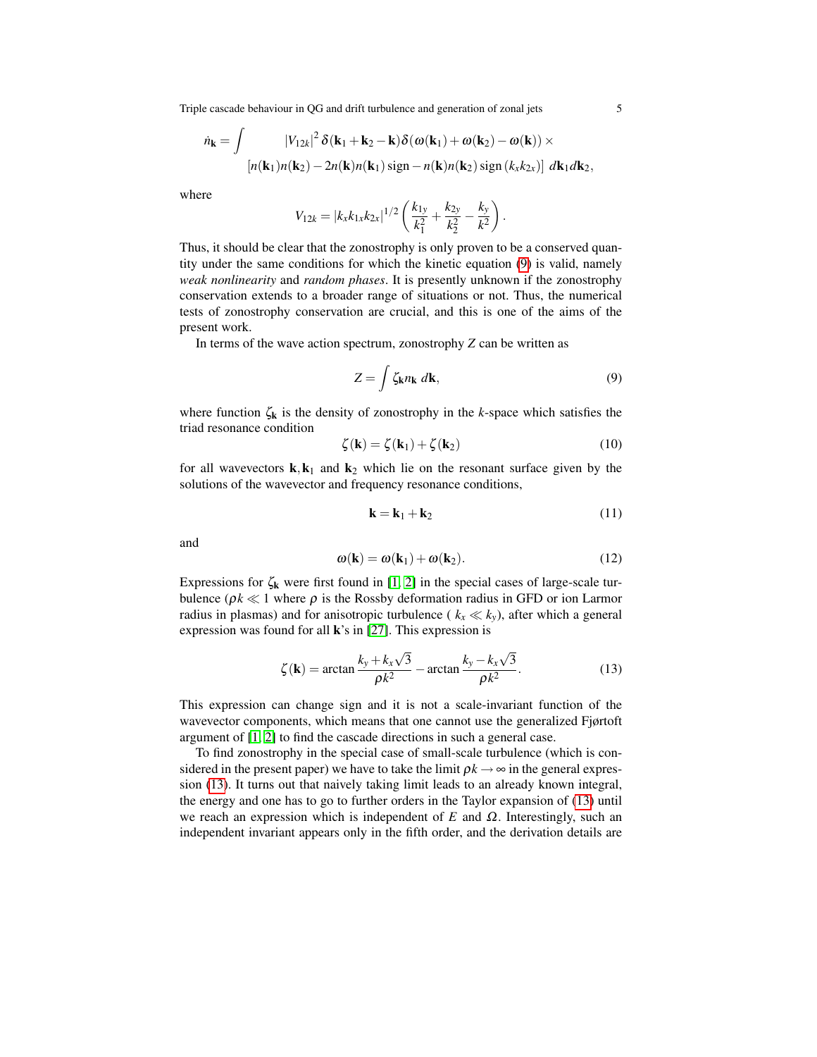$$\dot{n}_{\mathbf{k}} = \int \quad |V_{12k}|^2 \, \delta(\mathbf{k}_1 + \mathbf{k}_2 - \mathbf{k}) \delta(\omega(\mathbf{k}_1) + \omega(\mathbf{k}_2) - \omega(\mathbf{k})) \times$$
$$[n(\mathbf{k}_1)n(\mathbf{k}_2) - 2n(\mathbf{k})n(\mathbf{k}_1)\,\mathrm{sign} - n(\mathbf{k})n(\mathbf{k}_2)\,\mathrm{sign}\,(k_x k_{2x})] \; d\mathbf{k}_1 d\mathbf{k}_2,$$

where

$$V_{12k} = |k_x k_{1x} k_{2x}|^{1/2} \left( \frac{k_{1y}}{k_1^2} + \frac{k_{2y}}{k_2^2} - \frac{k_y}{k^2} \right).$$

Thus, it should be clear that the zonostrophy is only proven to be a conserved quantity under the same conditions for which the kinetic equation (9) is valid, namely *weak nonlinearity* and *random phases*. It is presently unknown if the zonostrophy conservation extends to a broader range of situations or not. Thus, the numerical tests of zonostrophy conservation are crucial, and this is one of the aims of the present work.

In terms of the wave action spectrum, zonostrophy $Z$ can be written as

$$Z = \int \zeta_{\mathbf{k}} n_{\mathbf{k}} \; d\mathbf{k}, \tag{9}$$

where function $\zeta_{\mathbf{k}}$ is the density of zonostrophy in the $k$-space which satisfies the triad resonance condition

$$\zeta(\mathbf{k}) = \zeta(\mathbf{k}_1) + \zeta(\mathbf{k}_2) \tag{10}$$

for all wavevectors $\mathbf{k}, \mathbf{k}_1$ and $\mathbf{k}_2$ which lie on the resonant surface given by the solutions of the wavevector and frequency resonance conditions,

$$\mathbf{k} = \mathbf{k}_1 + \mathbf{k}_2 \tag{11}$$

and

$$\omega(\mathbf{k}) = \omega(\mathbf{k}_1) + \omega(\mathbf{k}_2). \tag{12}$$

Expressions for $\zeta_{\mathbf{k}}$ were first found in [1, 2] in the special cases of large-scale turbulence ($\rho k \ll 1$ where $\rho$ is the Rossby deformation radius in GFD or ion Larmor radius in plasmas) and for anisotropic turbulence ( $k_x \ll k_y$), after which a general expression was found for all $\mathbf{k}$'s in [27]. This expression is

$$\zeta(\mathbf{k}) = \arctan \frac{k_y + k_x\sqrt{3}}{\rho k^2} - \arctan \frac{k_y - k_x\sqrt{3}}{\rho k^2}. \tag{13}$$

This expression can change sign and it is not a scale-invariant function of the wavevector components, which means that one cannot use the generalized Fjørtoft argument of [1, 2] to find the cascade directions in such a general case.

To find zonostrophy in the special case of small-scale turbulence (which is considered in the present paper) we have to take the limit $\rho k \to \infty$ in the general expression (13). It turns out that naively taking limit leads to an already known integral, the energy and one has to go to further orders in the Taylor expansion of (13) until we reach an expression which is independent of $E$ and $\Omega$. Interestingly, such an independent invariant appears only in the fifth order, and the derivation details are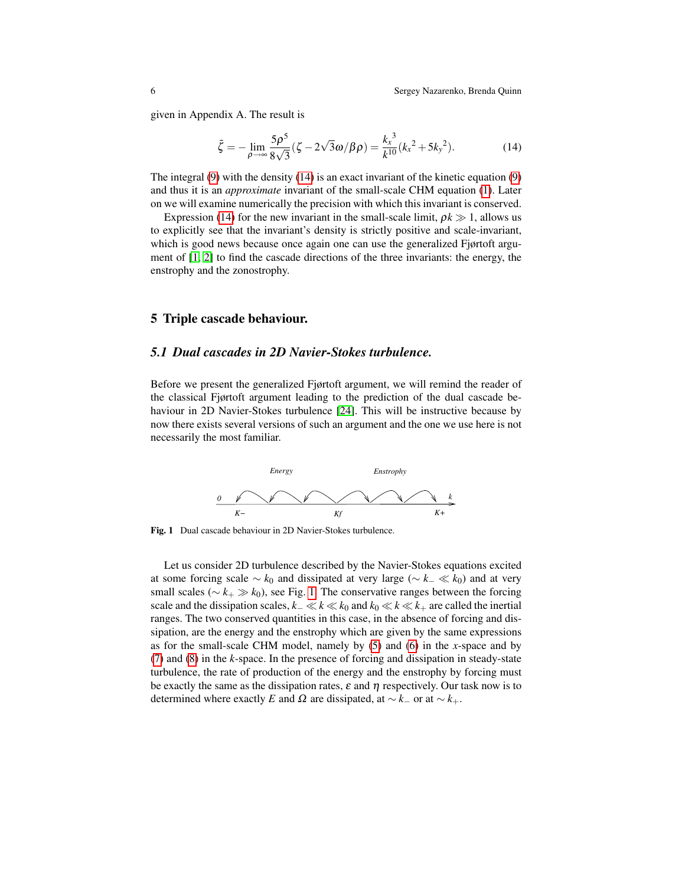given in Appendix A. The result is

$$\tilde{\zeta} = -\lim_{\rho\to\infty} \frac{5\rho^5}{8\sqrt{3}}(\zeta - 2\sqrt{3}\omega/\beta\rho) = \frac{k_x{}^3}{k^{10}}(k_x{}^2 + 5k_y{}^2). \tag{14}$$

The integral (9) with the density (14) is an exact invariant of the kinetic equation (9) and thus it is an *approximate* invariant of the small-scale CHM equation (1). Later on we will examine numerically the precision with which this invariant is conserved.

Expression (14) for the new invariant in the small-scale limit, $\rho k \gg 1$, allows us to explicitly see that the invariant's density is strictly positive and scale-invariant, which is good news because once again one can use the generalized Fjørtoft argument of [1, 2] to find the cascade directions of the three invariants: the energy, the enstrophy and the zonostrophy.

## 5 Triple cascade behaviour.

### *5.1 Dual cascades in 2D Navier-Stokes turbulence.*

Before we present the generalized Fjørtoft argument, we will remind the reader of the classical Fjørtoft argument leading to the prediction of the dual cascade behaviour in 2D Navier-Stokes turbulence [24]. This will be instructive because by now there exists several versions of such an argument and the one we use here is not necessarily the most familiar.

**Fig. 1** Dual cascade behaviour in 2D Navier-Stokes turbulence.

Let us consider 2D turbulence described by the Navier-Stokes equations excited at some forcing scale $\sim k_0$ and dissipated at very large ($\sim k_- \ll k_0$) and at very small scales ($\sim k_+ \gg k_0$), see Fig. 1. The conservative ranges between the forcing scale and the dissipation scales, $k_- \ll k \ll k_0$ and $k_0 \ll k \ll k_+$ are called the inertial ranges. The two conserved quantities in this case, in the absence of forcing and dissipation, are the energy and the enstrophy which are given by the same expressions as for the small-scale CHM model, namely by (5) and (6) in the $x$-space and by (7) and (8) in the $k$-space. In the presence of forcing and dissipation in steady-state turbulence, the rate of production of the energy and the enstrophy by forcing must be exactly the same as the dissipation rates, $\varepsilon$ and $\eta$ respectively. Our task now is to determined where exactly $E$ and $\Omega$ are dissipated, at $\sim k_-$ or at $\sim k_+$.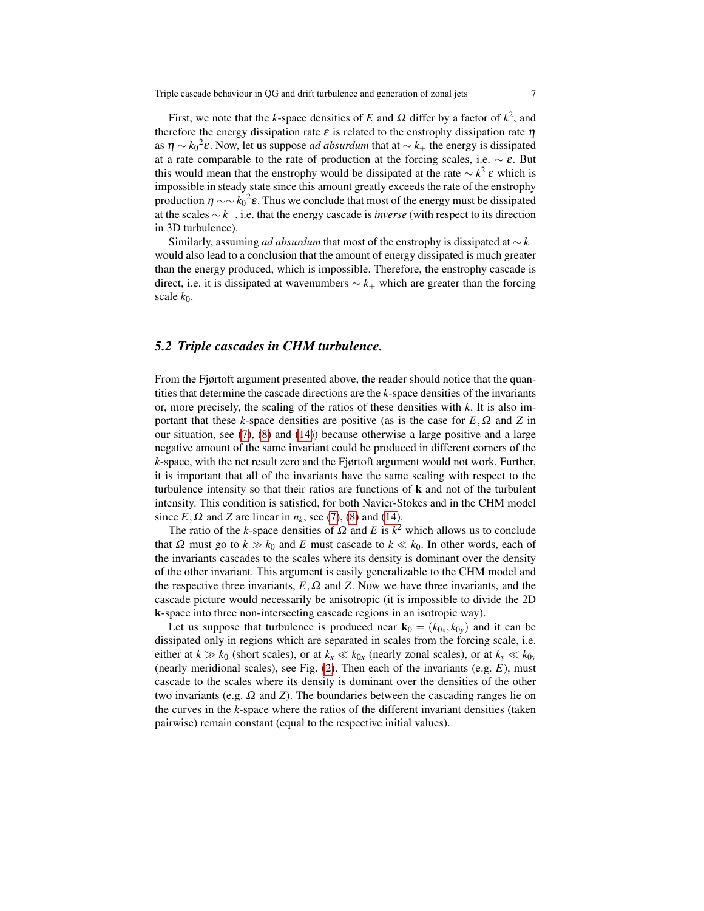First, we note that the $k$-space densities of $E$ and $\Omega$ differ by a factor of $k^2$, and therefore the energy dissipation rate $\varepsilon$ is related to the enstrophy dissipation rate $\eta$ as $\eta \sim k_0{}^2\varepsilon$. Now, let us suppose *ad absurdum* that at $\sim k_+$ the energy is dissipated at a rate comparable to the rate of production at the forcing scales, i.e. $\sim \varepsilon$. But this would mean that the enstrophy would be dissipated at the rate $\sim k_+^2\varepsilon$ which is impossible in steady state since this amount greatly exceeds the rate of the enstrophy production $\eta \sim\sim k_0{}^2\varepsilon$. Thus we conclude that most of the energy must be dissipated at the scales $\sim k_-$, i.e. that the energy cascade is *inverse* (with respect to its direction in 3D turbulence).

Similarly, assuming *ad absurdum* that most of the enstrophy is dissipated at $\sim k_-$ would also lead to a conclusion that the amount of energy dissipated is much greater than the energy produced, which is impossible. Therefore, the enstrophy cascade is direct, i.e. it is dissipated at wavenumbers $\sim k_+$ which are greater than the forcing scale $k_0$.

## 5.2 Triple cascades in CHM turbulence.

From the Fjørtoft argument presented above, the reader should notice that the quantities that determine the cascade directions are the $k$-space densities of the invariants or, more precisely, the scaling of the ratios of these densities with $k$. It is also important that these $k$-space densities are positive (as is the case for $E, \Omega$ and $Z$ in our situation, see (7), (8) and (14)) because otherwise a large positive and a large negative amount of the same invariant could be produced in different corners of the $k$-space, with the net result zero and the Fjørtoft argument would not work. Further, it is important that all of the invariants have the same scaling with respect to the turbulence intensity so that their ratios are functions of $\mathbf{k}$ and not of the turbulent intensity. This condition is satisfied, for both Navier-Stokes and in the CHM model since $E, \Omega$ and $Z$ are linear in $n_k$, see (7), (8) and (14).

The ratio of the $k$-space densities of $\Omega$ and $E$ is $k^2$ which allows us to conclude that $\Omega$ must go to $k \gg k_0$ and $E$ must cascade to $k \ll k_0$. In other words, each of the invariants cascades to the scales where its density is dominant over the density of the other invariant. This argument is easily generalizable to the CHM model and the respective three invariants, $E, \Omega$ and $Z$. Now we have three invariants, and the cascade picture would necessarily be anisotropic (it is impossible to divide the 2D $\mathbf{k}$-space into three non-intersecting cascade regions in an isotropic way).

Let us suppose that turbulence is produced near $\mathbf{k}_0 = (k_{0x}, k_{0y})$ and it can be dissipated only in regions which are separated in scales from the forcing scale, i.e. either at $k \gg k_0$ (short scales), or at $k_x \ll k_{0x}$ (nearly zonal scales), or at $k_y \ll k_{0y}$ (nearly meridional scales), see Fig. (2). Then each of the invariants (e.g. $E$), must cascade to the scales where its density is dominant over the densities of the other two invariants (e.g. $\Omega$ and $Z$). The boundaries between the cascading ranges lie on the curves in the $k$-space where the ratios of the different invariant densities (taken pairwise) remain constant (equal to the respective initial values).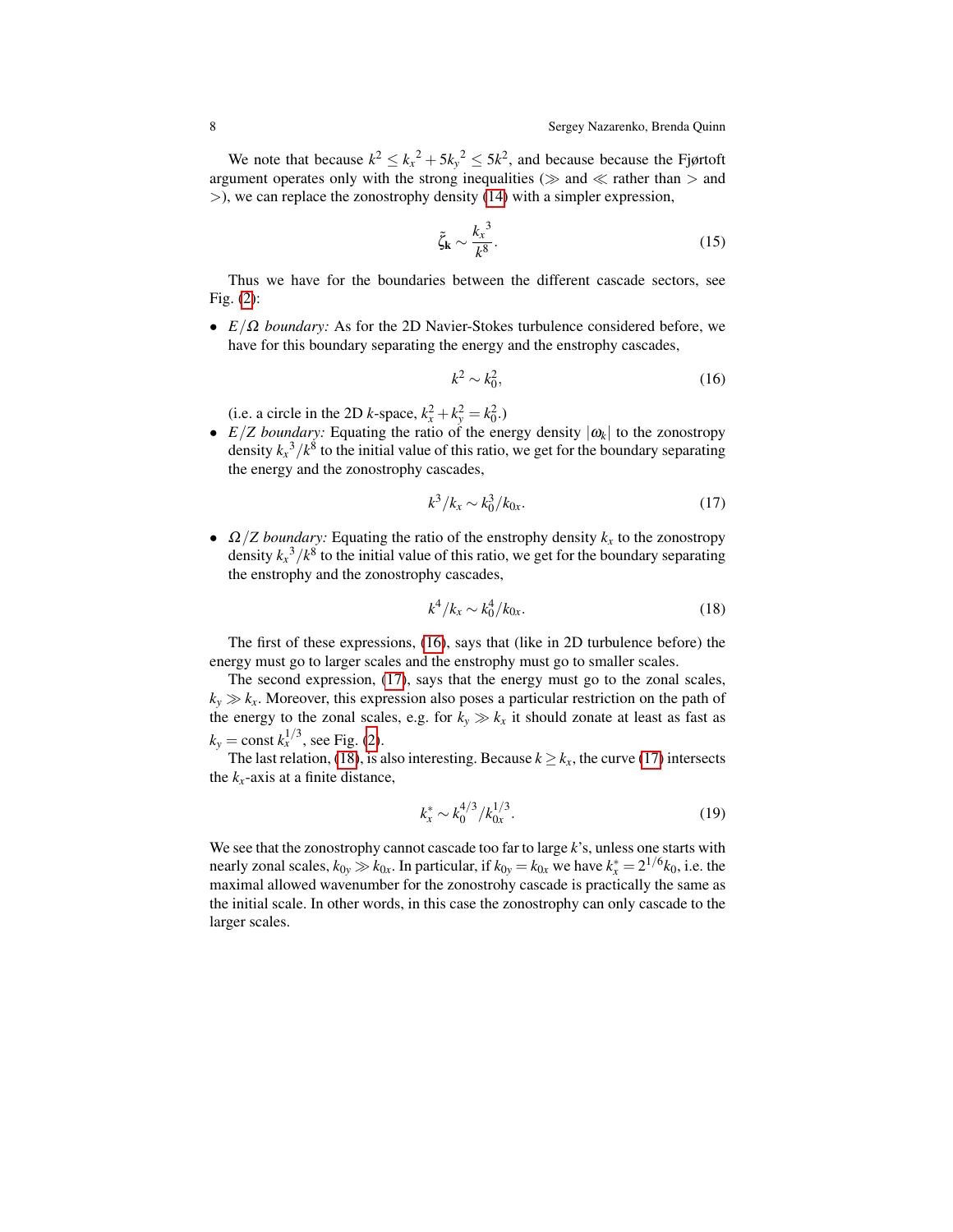We note that because $k^2 \le {k_x}^2 + 5{k_y}^2 \le 5k^2$, and because because the Fjørtoft argument operates only with the strong inequalities ($\gg$ and $\ll$ rather than $>$ and $>$), we can replace the zonostrophy density (14) with a simpler expression,

$$\tilde{\zeta}_{\mathbf{k}} \sim \frac{{k_x}^3}{k^8}. \tag{15}$$

Thus we have for the boundaries between the different cascade sectors, see Fig. (2):

- *$E/\Omega$ boundary:* As for the 2D Navier-Stokes turbulence considered before, we have for this boundary separating the energy and the enstrophy cascades,

$$k^2 \sim k_0^2, \tag{16}$$

  (i.e. a circle in the 2D $k$-space, $k_x^2 + k_y^2 = k_0^2$.)
- *$E/Z$ boundary:* Equating the ratio of the energy density $|\omega_k|$ to the zonostropy density ${k_x}^3/k^8$ to the initial value of this ratio, we get for the boundary separating the energy and the zonostrophy cascades,

$$k^3/k_x \sim k_0^3/k_{0x}. \tag{17}$$

- *$\Omega/Z$ boundary:* Equating the ratio of the enstrophy density $k_x$ to the zonostropy density ${k_x}^3/k^8$ to the initial value of this ratio, we get for the boundary separating the enstrophy and the zonostrophy cascades,

$$k^4/k_x \sim k_0^4/k_{0x}. \tag{18}$$

The first of these expressions, (16), says that (like in 2D turbulence before) the energy must go to larger scales and the enstrophy must go to smaller scales.

The second expression, (17), says that the energy must go to the zonal scales, $k_y \gg k_x$. Moreover, this expression also poses a particular restriction on the path of the energy to the zonal scales, e.g. for $k_y \gg k_x$ it should zonate at least as fast as $k_y = \text{const}\, k_x^{1/3}$, see Fig. (2).

The last relation, (18), is also interesting. Because $k \ge k_x$, the curve (17) intersects the $k_x$-axis at a finite distance,

$$k_x^* \sim k_0^{4/3}/k_{0x}^{1/3}. \tag{19}$$

We see that the zonostrophy cannot cascade too far to large $k$'s, unless one starts with nearly zonal scales, $k_{0y} \gg k_{0x}$. In particular, if $k_{0y} = k_{0x}$ we have $k_x^* = 2^{1/6} k_0$, i.e. the maximal allowed wavenumber for the zonostrohy cascade is practically the same as the initial scale. In other words, in this case the zonostrophy can only cascade to the larger scales.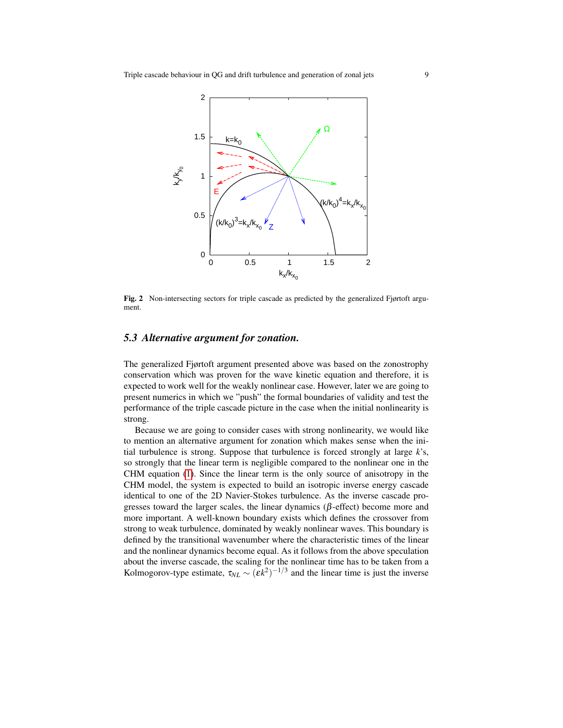**Fig. 2** Non-intersecting sectors for triple cascade as predicted by the generalized Fjørtoft argument.

### 5.3 *Alternative argument for zonation.*

The generalized Fjørtoft argument presented above was based on the zonostrophy conservation which was proven for the wave kinetic equation and therefore, it is expected to work well for the weakly nonlinear case. However, later we are going to present numerics in which we "push" the formal boundaries of validity and test the performance of the triple cascade picture in the case when the initial nonlinearity is strong.

Because we are going to consider cases with strong nonlinearity, we would like to mention an alternative argument for zonation which makes sense when the initial turbulence is strong. Suppose that turbulence is forced strongly at large $k$'s, so strongly that the linear term is negligible compared to the nonlinear one in the CHM equation (1). Since the linear term is the only source of anisotropy in the CHM model, the system is expected to build an isotropic inverse energy cascade identical to one of the 2D Navier-Stokes turbulence. As the inverse cascade progresses toward the larger scales, the linear dynamics ($\beta$-effect) become more and more important. A well-known boundary exists which defines the crossover from strong to weak turbulence, dominated by weakly nonlinear waves. This boundary is defined by the transitional wavenumber where the characteristic times of the linear and the nonlinear dynamics become equal. As it follows from the above speculation about the inverse cascade, the scaling for the nonlinear time has to be taken from a Kolmogorov-type estimate, $\tau_{NL} \sim (\varepsilon k^2)^{-1/3}$ and the linear time is just the inverse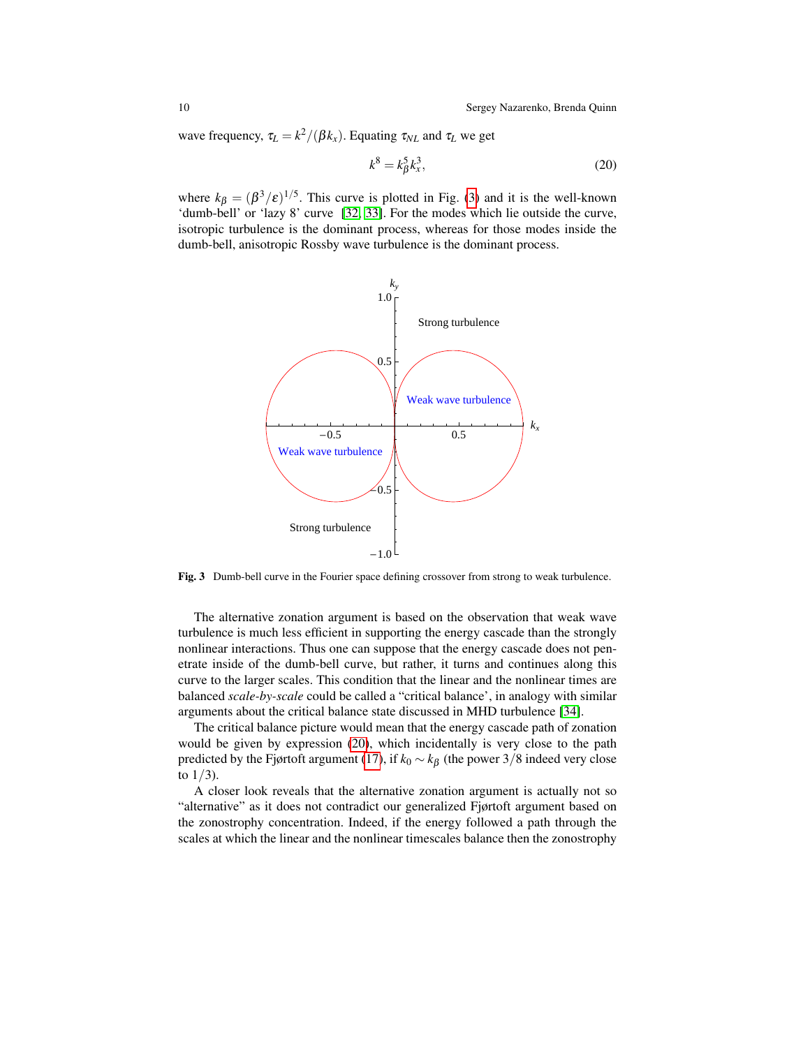wave frequency, $\tau_L = k^2/(\beta k_x)$. Equating $\tau_{NL}$ and $\tau_L$ we get

$$k^8 = k_\beta^5 k_x^3, \tag{20}$$

where $k_\beta = (\beta^3/\varepsilon)^{1/5}$. This curve is plotted in Fig. (3) and it is the well-known 'dumb-bell' or 'lazy 8' curve [32, 33]. For the modes which lie outside the curve, isotropic turbulence is the dominant process, whereas for those modes inside the dumb-bell, anisotropic Rossby wave turbulence is the dominant process.

**Fig. 3** Dumb-bell curve in the Fourier space defining crossover from strong to weak turbulence.

The alternative zonation argument is based on the observation that weak wave turbulence is much less efficient in supporting the energy cascade than the strongly nonlinear interactions. Thus one can suppose that the energy cascade does not penetrate inside of the dumb-bell curve, but rather, it turns and continues along this curve to the larger scales. This condition that the linear and the nonlinear times are balanced *scale-by-scale* could be called a "critical balance', in analogy with similar arguments about the critical balance state discussed in MHD turbulence [34].

The critical balance picture would mean that the energy cascade path of zonation would be given by expression (20), which incidentally is very close to the path predicted by the Fjørtoft argument (17), if $k_0 \sim k_\beta$ (the power $3/8$ indeed very close to $1/3$).

A closer look reveals that the alternative zonation argument is actually not so "alternative" as it does not contradict our generalized Fjørtoft argument based on the zonostrophy concentration. Indeed, if the energy followed a path through the scales at which the linear and the nonlinear timescales balance then the zonostrophy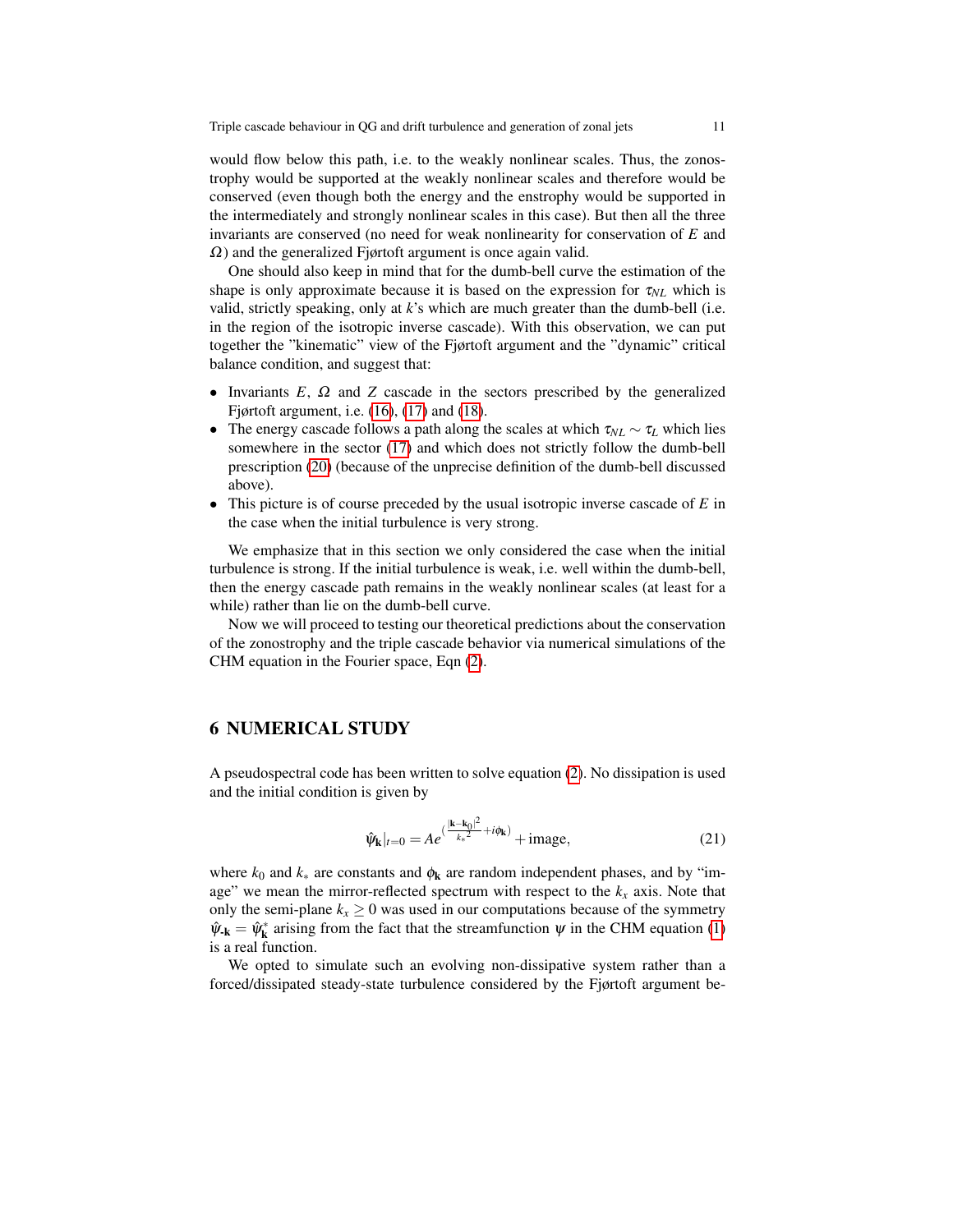would flow below this path, i.e. to the weakly nonlinear scales. Thus, the zonostrophy would be supported at the weakly nonlinear scales and therefore would be conserved (even though both the energy and the enstrophy would be supported in the intermediately and strongly nonlinear scales in this case). But then all the three invariants are conserved (no need for weak nonlinearity for conservation of $E$ and $\Omega$) and the generalized Fjørtoft argument is once again valid.

One should also keep in mind that for the dumb-bell curve the estimation of the shape is only approximate because it is based on the expression for $\tau_{NL}$ which is valid, strictly speaking, only at $k$'s which are much greater than the dumb-bell (i.e. in the region of the isotropic inverse cascade). With this observation, we can put together the "kinematic" view of the Fjørtoft argument and the "dynamic" critical balance condition, and suggest that:

- Invariants $E$, $\Omega$ and $Z$ cascade in the sectors prescribed by the generalized Fjørtoft argument, i.e. (16), (17) and (18).
- The energy cascade follows a path along the scales at which $\tau_{NL} \sim \tau_L$ which lies somewhere in the sector (17) and which does not strictly follow the dumb-bell prescription (20) (because of the unprecise definition of the dumb-bell discussed above).
- This picture is of course preceded by the usual isotropic inverse cascade of $E$ in the case when the initial turbulence is very strong.

We emphasize that in this section we only considered the case when the initial turbulence is strong. If the initial turbulence is weak, i.e. well within the dumb-bell, then the energy cascade path remains in the weakly nonlinear scales (at least for a while) rather than lie on the dumb-bell curve.

Now we will proceed to testing our theoretical predictions about the conservation of the zonostrophy and the triple cascade behavior via numerical simulations of the CHM equation in the Fourier space, Eqn (2).

## 6 NUMERICAL STUDY

A pseudospectral code has been written to solve equation (2). No dissipation is used and the initial condition is given by

$$\hat{\psi}_{\mathbf{k}}|_{t=0} = Ae^{\left(\frac{|\mathbf{k}-\mathbf{k}_0|^2}{{k_*}^2}+i\phi_{\mathbf{k}}\right)} + \text{image}, \tag{21}$$

where $k_0$ and $k_*$ are constants and $\phi_{\mathbf{k}}$ are random independent phases, and by "image" we mean the mirror-reflected spectrum with respect to the $k_x$ axis. Note that only the semi-plane $k_x \geq 0$ was used in our computations because of the symmetry $\hat{\psi}_{-\mathbf{k}} = \hat{\psi}_{\mathbf{k}}^*$ arising from the fact that the streamfunction $\psi$ in the CHM equation (1) is a real function.

We opted to simulate such an evolving non-dissipative system rather than a forced/dissipated steady-state turbulence considered by the Fjørtoft argument be-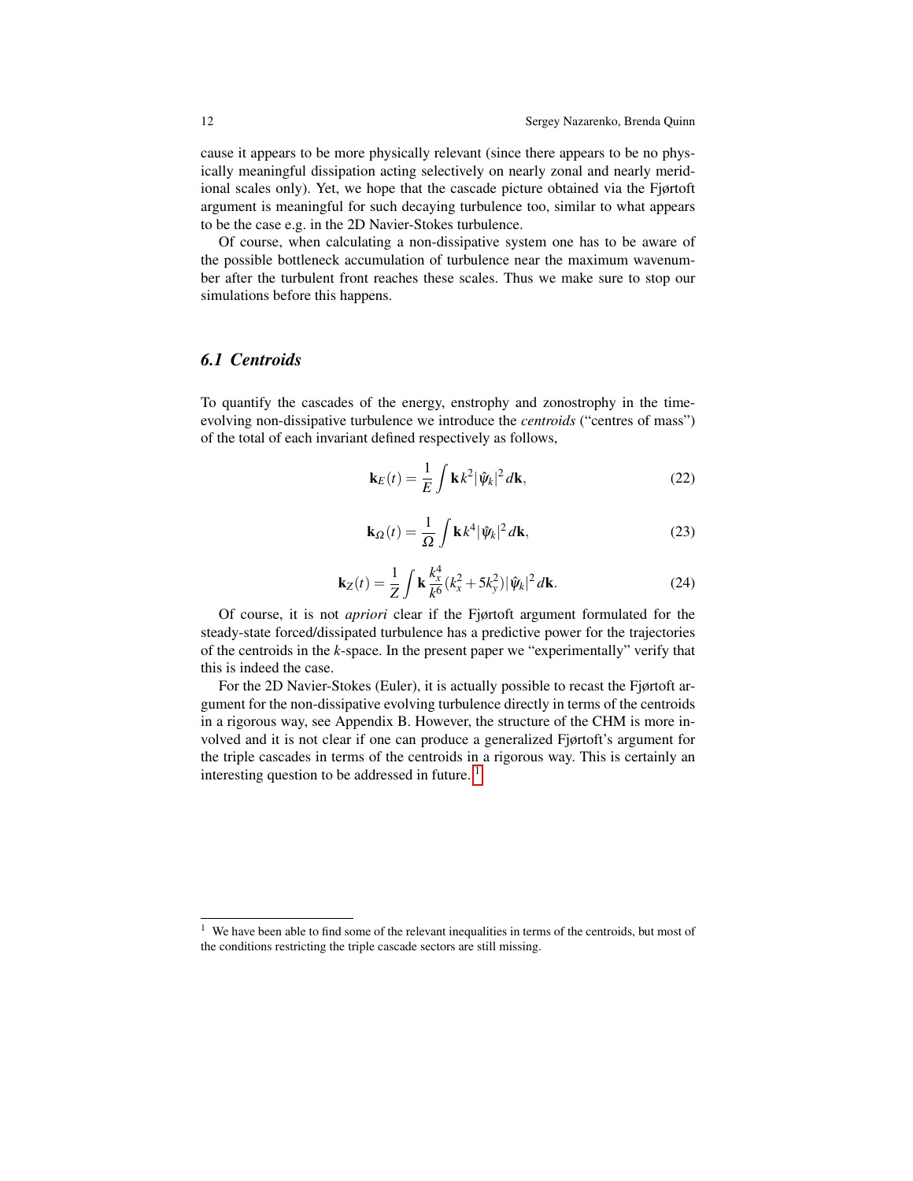cause it appears to be more physically relevant (since there appears to be no physically meaningful dissipation acting selectively on nearly zonal and nearly meridional scales only). Yet, we hope that the cascade picture obtained via the Fjørtoft argument is meaningful for such decaying turbulence too, similar to what appears to be the case e.g. in the 2D Navier-Stokes turbulence.

Of course, when calculating a non-dissipative system one has to be aware of the possible bottleneck accumulation of turbulence near the maximum wavenumber after the turbulent front reaches these scales. Thus we make sure to stop our simulations before this happens.

### 6.1 Centroids

To quantify the cascades of the energy, enstrophy and zonostrophy in the time-evolving non-dissipative turbulence we introduce the *centroids* ("centres of mass") of the total of each invariant defined respectively as follows,

$$\mathbf{k}_E(t) = \frac{1}{E} \int \mathbf{k} \, k^2 |\hat{\psi}_k|^2 \, d\mathbf{k}, \tag{22}$$

$$\mathbf{k}_\Omega(t) = \frac{1}{\Omega} \int \mathbf{k} \, k^4 |\hat{\psi}_k|^2 \, d\mathbf{k}, \tag{23}$$

$$\mathbf{k}_Z(t) = \frac{1}{Z} \int \mathbf{k} \, \frac{k_x^4}{k^6} (k_x^2 + 5k_y^2) |\hat{\psi}_k|^2 \, d\mathbf{k}. \tag{24}$$

Of course, it is not *apriori* clear if the Fjørtoft argument formulated for the steady-state forced/dissipated turbulence has a predictive power for the trajectories of the centroids in the $k$-space. In the present paper we "experimentally" verify that this is indeed the case.

For the 2D Navier-Stokes (Euler), it is actually possible to recast the Fjørtoft argument for the non-dissipative evolving turbulence directly in terms of the centroids in a rigorous way, see Appendix B. However, the structure of the CHM is more involved and it is not clear if one can produce a generalized Fjørtoft's argument for the triple cascades in terms of the centroids in a rigorous way. This is certainly an interesting question to be addressed in future. [1]

[1] We have been able to find some of the relevant inequalities in terms of the centroids, but most of the conditions restricting the triple cascade sectors are still missing.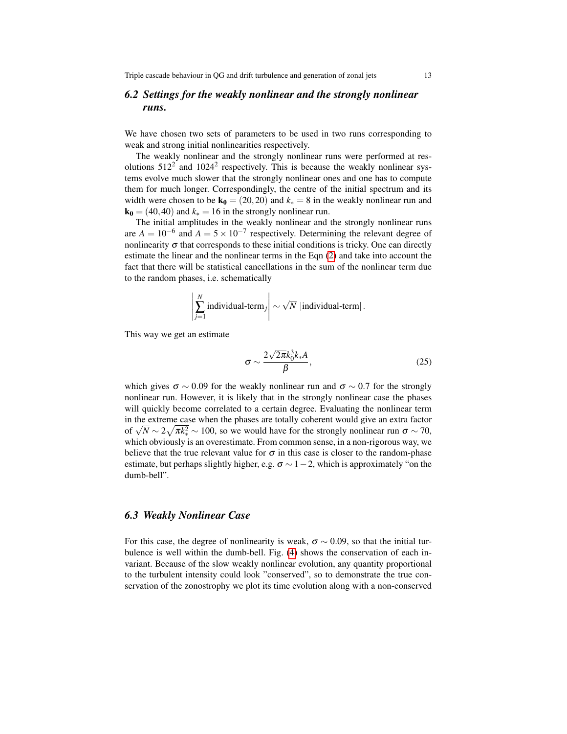## 6.2 Settings for the weakly nonlinear and the strongly nonlinear runs.

We have chosen two sets of parameters to be used in two runs corresponding to weak and strong initial nonlinearities respectively.

The weakly nonlinear and the strongly nonlinear runs were performed at resolutions $512^2$ and $1024^2$ respectively. This is because the weakly nonlinear systems evolve much slower that the strongly nonlinear ones and one has to compute them for much longer. Correspondingly, the centre of the initial spectrum and its width were chosen to be $\mathbf{k_0} = (20,20)$ and $k_* = 8$ in the weakly nonlinear run and $\mathbf{k_0} = (40,40)$ and $k_* = 16$ in the strongly nonlinear run.

The initial amplitudes in the weakly nonlinear and the strongly nonlinear runs are $A = 10^{-6}$ and $A = 5 \times 10^{-7}$ respectively. Determining the relevant degree of nonlinearity $\sigma$ that corresponds to these initial conditions is tricky. One can directly estimate the linear and the nonlinear terms in the Eqn (2) and take into account the fact that there will be statistical cancellations in the sum of the nonlinear term due to the random phases, i.e. schematically

$$\left| \sum_{j=1}^{N} \text{individual-term}_j \right| \sim \sqrt{N}\ |\text{individual-term}|\,.$$

This way we get an estimate

$$\sigma \sim \frac{2\sqrt{2\pi} k_0^3 k_* A}{\beta}, \tag{25}$$

which gives $\sigma \sim 0.09$ for the weakly nonlinear run and $\sigma \sim 0.7$ for the strongly nonlinear run. However, it is likely that in the strongly nonlinear case the phases will quickly become correlated to a certain degree. Evaluating the nonlinear term in the extreme case when the phases are totally coherent would give an extra factor of $\sqrt{N} \sim 2\sqrt{\pi k_*^2} \sim 100$, so we would have for the strongly nonlinear run $\sigma \sim 70$, which obviously is an overestimate. From common sense, in a non-rigorous way, we believe that the true relevant value for $\sigma$ in this case is closer to the random-phase estimate, but perhaps slightly higher, e.g. $\sigma \sim 1-2$, which is approximately "on the dumb-bell".

## 6.3 Weakly Nonlinear Case

For this case, the degree of nonlinearity is weak, $\sigma \sim 0.09$, so that the initial turbulence is well within the dumb-bell. Fig. (4) shows the conservation of each invariant. Because of the slow weakly nonlinear evolution, any quantity proportional to the turbulent intensity could look "conserved", so to demonstrate the true conservation of the zonostrophy we plot its time evolution along with a non-conserved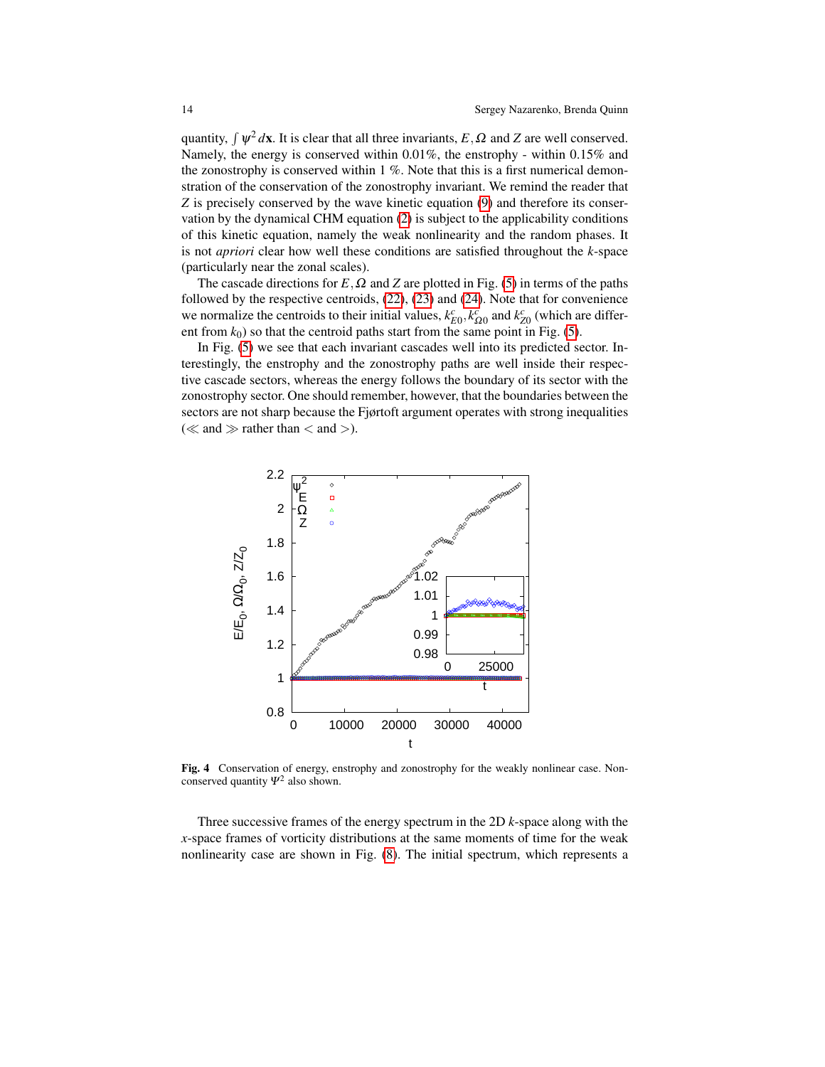quantity, $\int \psi^2 d\mathbf{x}$. It is clear that all three invariants, $E, \Omega$ and $Z$ are well conserved. Namely, the energy is conserved within 0.01%, the enstrophy - within 0.15% and the zonostrophy is conserved within 1 %. Note that this is a first numerical demonstration of the conservation of the zonostrophy invariant. We remind the reader that $Z$ is precisely conserved by the wave kinetic equation (9) and therefore its conservation by the dynamical CHM equation (2) is subject to the applicability conditions of this kinetic equation, namely the weak nonlinearity and the random phases. It is not *apriori* clear how well these conditions are satisfied throughout the $k$-space (particularly near the zonal scales).

The cascade directions for $E, \Omega$ and $Z$ are plotted in Fig. (5) in terms of the paths followed by the respective centroids, (22), (23) and (24). Note that for convenience we normalize the centroids to their initial values, $k^c_{E0}, k^c_{\Omega 0}$ and $k^c_{Z0}$ (which are different from $k_0$) so that the centroid paths start from the same point in Fig. (5).

In Fig. (5) we see that each invariant cascades well into its predicted sector. Interestingly, the enstrophy and the zonostrophy paths are well inside their respective cascade sectors, whereas the energy follows the boundary of its sector with the zonostrophy sector. One should remember, however, that the boundaries between the sectors are not sharp because the Fjørtoft argument operates with strong inequalities ($\ll$ and $\gg$ rather than $<$ and $>$).

**Fig. 4** Conservation of energy, enstrophy and zonostrophy for the weakly nonlinear case. Non-conserved quantity $\Psi^2$ also shown.

Three successive frames of the energy spectrum in the 2D $k$-space along with the $x$-space frames of vorticity distributions at the same moments of time for the weak nonlinearity case are shown in Fig. (8). The initial spectrum, which represents a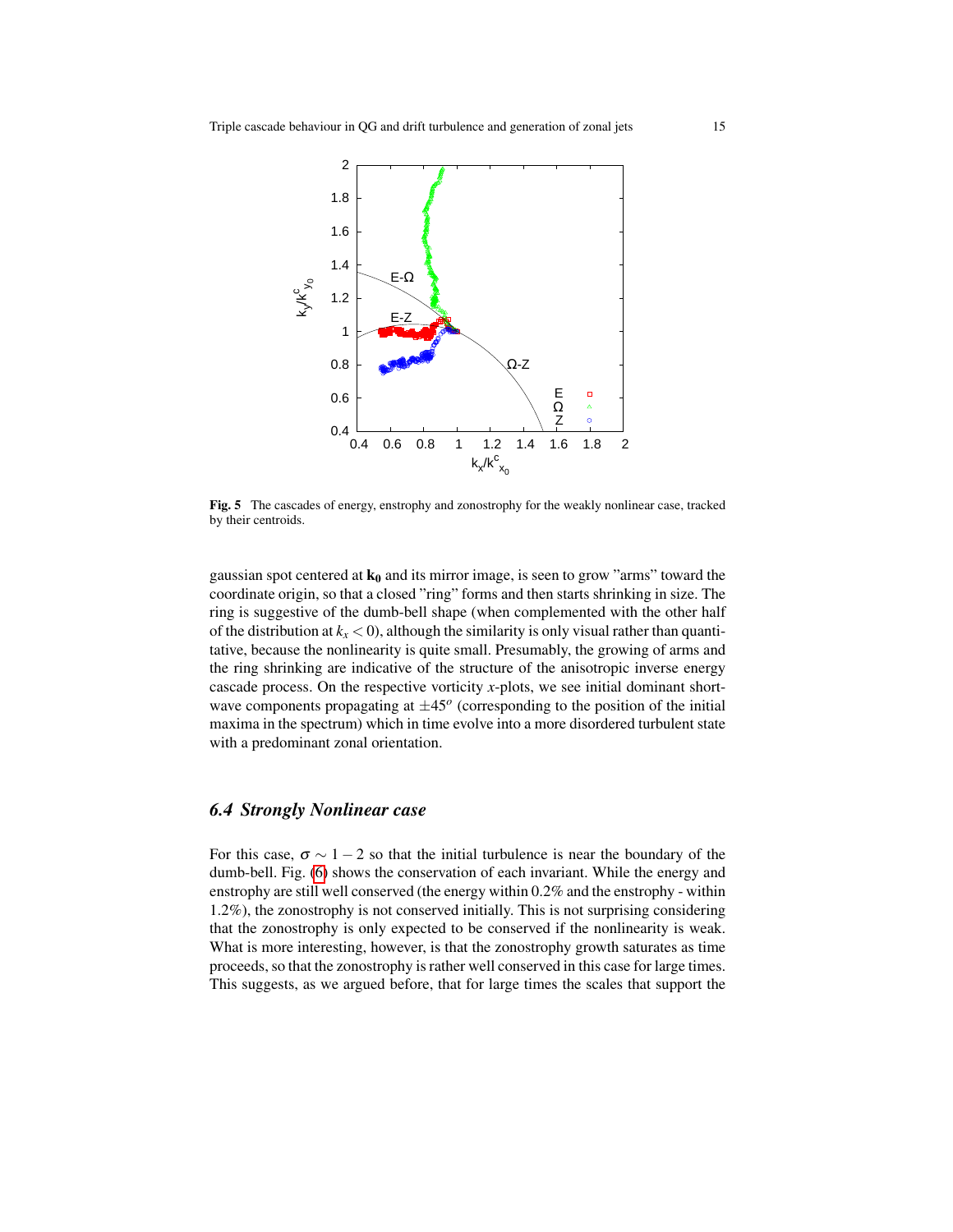**Fig. 5** The cascades of energy, enstrophy and zonostrophy for the weakly nonlinear case, tracked by their centroids.

gaussian spot centered at $\mathbf{k_0}$ and its mirror image, is seen to grow "arms" toward the coordinate origin, so that a closed "ring" forms and then starts shrinking in size. The ring is suggestive of the dumb-bell shape (when complemented with the other half of the distribution at $k_x < 0$), although the similarity is only visual rather than quantitative, because the nonlinearity is quite small. Presumably, the growing of arms and the ring shrinking are indicative of the structure of the anisotropic inverse energy cascade process. On the respective vorticity $x$-plots, we see initial dominant short-wave components propagating at $\pm 45^o$ (corresponding to the position of the initial maxima in the spectrum) which in time evolve into a more disordered turbulent state with a predominant zonal orientation.

### *6.4 Strongly Nonlinear case*

For this case, $\sigma \sim 1-2$ so that the initial turbulence is near the boundary of the dumb-bell. Fig. (6) shows the conservation of each invariant. While the energy and enstrophy are still well conserved (the energy within 0.2% and the enstrophy - within 1.2%), the zonostrophy is not conserved initially. This is not surprising considering that the zonostrophy is only expected to be conserved if the nonlinearity is weak. What is more interesting, however, is that the zonostrophy growth saturates as time proceeds, so that the zonostrophy is rather well conserved in this case for large times. This suggests, as we argued before, that for large times the scales that support the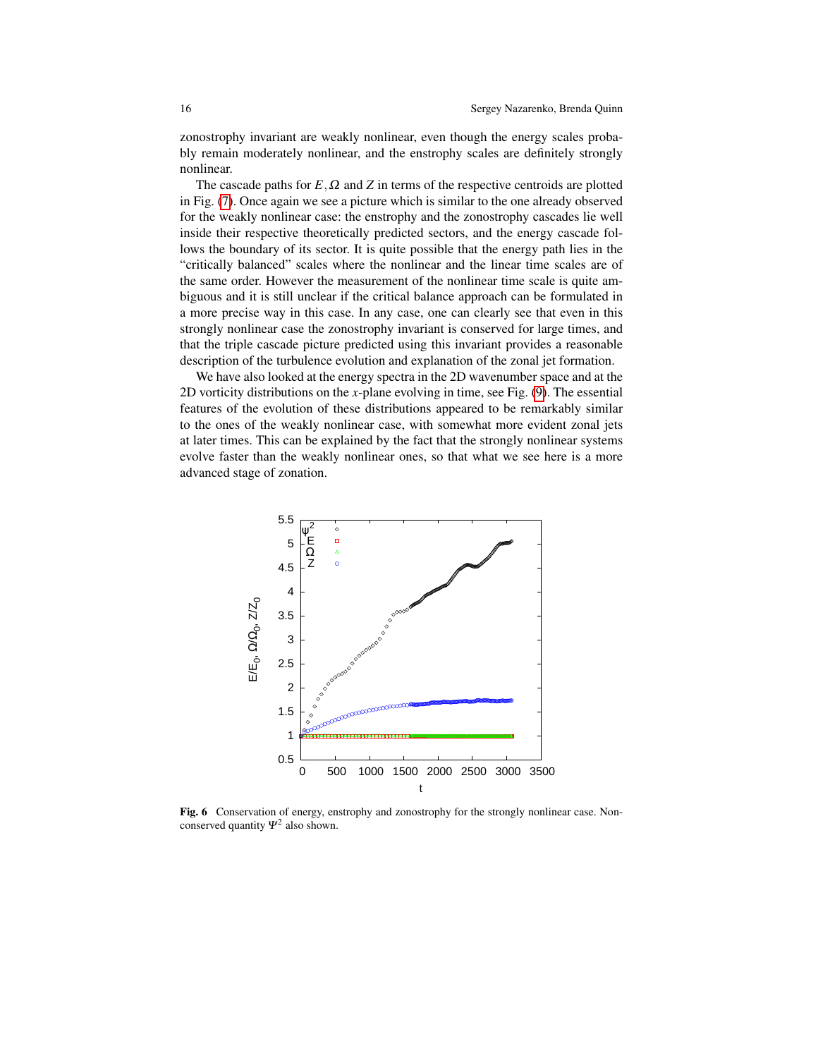zonostrophy invariant are weakly nonlinear, even though the energy scales probably remain moderately nonlinear, and the enstrophy scales are definitely strongly nonlinear.

The cascade paths for $E, \Omega$ and $Z$ in terms of the respective centroids are plotted in Fig. (7). Once again we see a picture which is similar to the one already observed for the weakly nonlinear case: the enstrophy and the zonostrophy cascades lie well inside their respective theoretically predicted sectors, and the energy cascade follows the boundary of its sector. It is quite possible that the energy path lies in the "critically balanced" scales where the nonlinear and the linear time scales are of the same order. However the measurement of the nonlinear time scale is quite ambiguous and it is still unclear if the critical balance approach can be formulated in a more precise way in this case. In any case, one can clearly see that even in this strongly nonlinear case the zonostrophy invariant is conserved for large times, and that the triple cascade picture predicted using this invariant provides a reasonable description of the turbulence evolution and explanation of the zonal jet formation.

We have also looked at the energy spectra in the 2D wavenumber space and at the 2D vorticity distributions on the $x$-plane evolving in time, see Fig. (9). The essential features of the evolution of these distributions appeared to be remarkably similar to the ones of the weakly nonlinear case, with somewhat more evident zonal jets at later times. This can be explained by the fact that the strongly nonlinear systems evolve faster than the weakly nonlinear ones, so that what we see here is a more advanced stage of zonation.

**Fig. 6** Conservation of energy, enstrophy and zonostrophy for the strongly nonlinear case. Non-conserved quantity $\Psi^2$ also shown.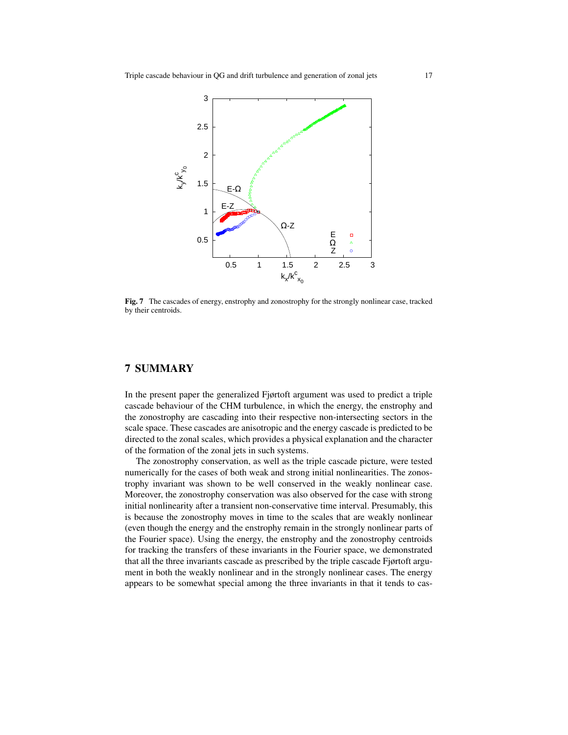**Fig. 7** The cascades of energy, enstrophy and zonostrophy for the strongly nonlinear case, tracked by their centroids.

## 7 SUMMARY

In the present paper the generalized Fjørtoft argument was used to predict a triple cascade behaviour of the CHM turbulence, in which the energy, the enstrophy and the zonostrophy are cascading into their respective non-intersecting sectors in the scale space. These cascades are anisotropic and the energy cascade is predicted to be directed to the zonal scales, which provides a physical explanation and the character of the formation of the zonal jets in such systems.

The zonostrophy conservation, as well as the triple cascade picture, were tested numerically for the cases of both weak and strong initial nonlinearities. The zonostrophy invariant was shown to be well conserved in the weakly nonlinear case. Moreover, the zonostrophy conservation was also observed for the case with strong initial nonlinearity after a transient non-conservative time interval. Presumably, this is because the zonostrophy moves in time to the scales that are weakly nonlinear (even though the energy and the enstrophy remain in the strongly nonlinear parts of the Fourier space). Using the energy, the enstrophy and the zonostrophy centroids for tracking the transfers of these invariants in the Fourier space, we demonstrated that all the three invariants cascade as prescribed by the triple cascade Fjørtoft argument in both the weakly nonlinear and in the strongly nonlinear cases. The energy appears to be somewhat special among the three invariants in that it tends to cas-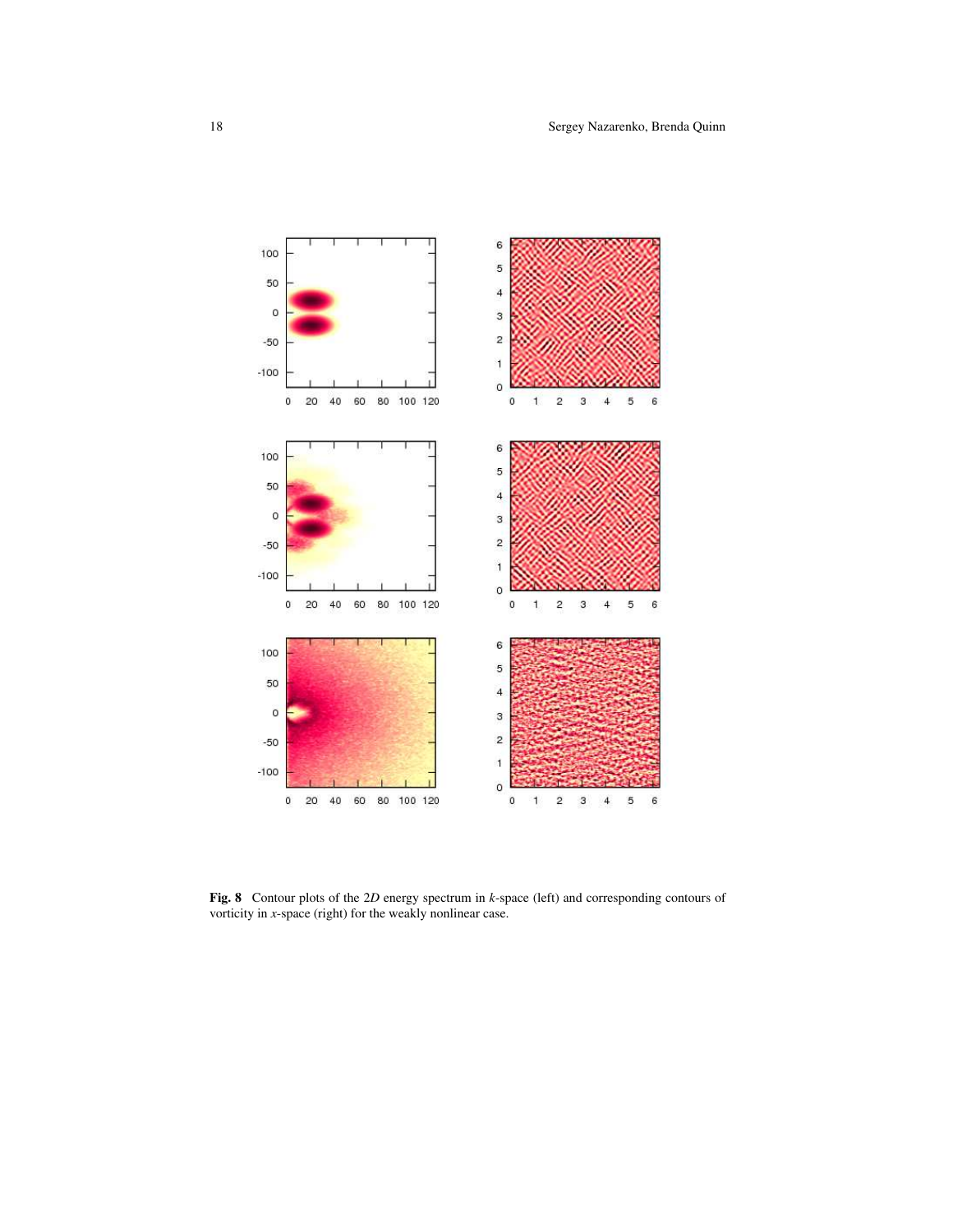**Fig. 8** Contour plots of the $2D$ energy spectrum in $k$-space (left) and corresponding contours of vorticity in $x$-space (right) for the weakly nonlinear case.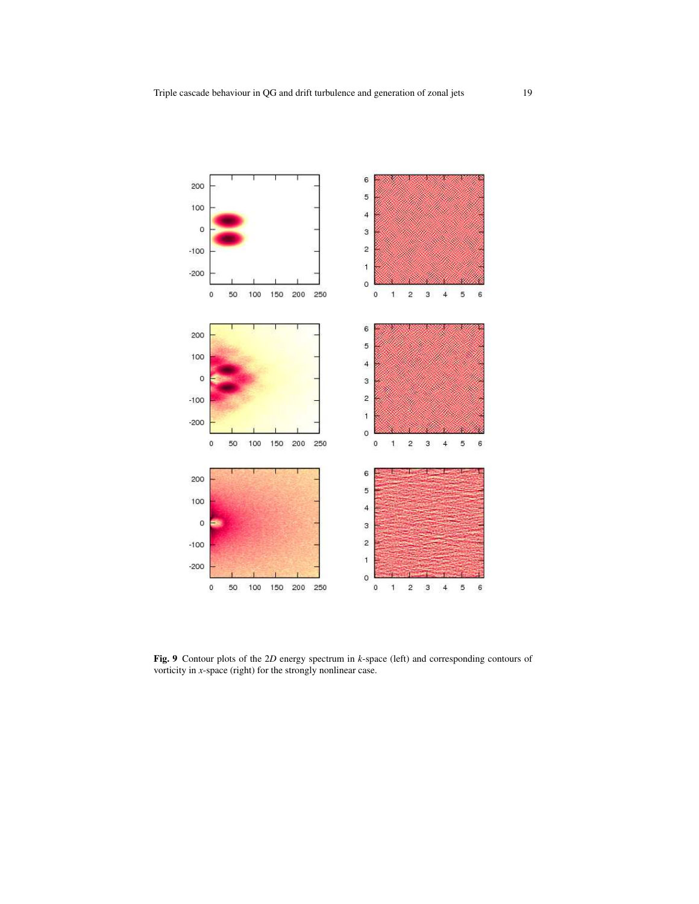**Fig. 9** Contour plots of the 2*D* energy spectrum in *k*-space (left) and corresponding contours of vorticity in *x*-space (right) for the strongly nonlinear case.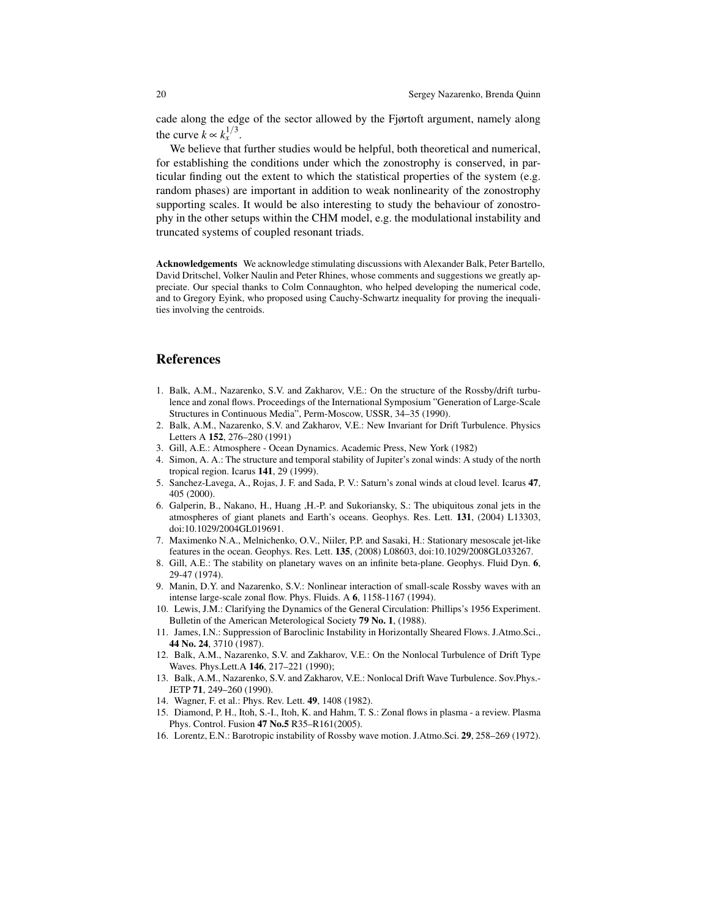cade along the edge of the sector allowed by the Fjørtoft argument, namely along the curve $k \propto k_x^{1/3}$.

We believe that further studies would be helpful, both theoretical and numerical, for establishing the conditions under which the zonostrophy is conserved, in particular finding out the extent to which the statistical properties of the system (e.g. random phases) are important in addition to weak nonlinearity of the zonostrophy supporting scales. It would be also interesting to study the behaviour of zonostrophy in the other setups within the CHM model, e.g. the modulational instability and truncated systems of coupled resonant triads.

**Acknowledgements** We acknowledge stimulating discussions with Alexander Balk, Peter Bartello, David Dritschel, Volker Naulin and Peter Rhines, whose comments and suggestions we greatly appreciate. Our special thanks to Colm Connaughton, who helped developing the numerical code, and to Gregory Eyink, who proposed using Cauchy-Schwartz inequality for proving the inequalities involving the centroids.

# References

1. Balk, A.M., Nazarenko, S.V. and Zakharov, V.E.: On the structure of the Rossby/drift turbulence and zonal flows. Proceedings of the International Symposium "Generation of Large-Scale Structures in Continuous Media", Perm-Moscow, USSR, 34–35 (1990).
2. Balk, A.M., Nazarenko, S.V. and Zakharov, V.E.: New Invariant for Drift Turbulence. Physics Letters A **152**, 276–280 (1991)
3. Gill, A.E.: Atmosphere - Ocean Dynamics. Academic Press, New York (1982)
4. Simon, A. A.: The structure and temporal stability of Jupiter's zonal winds: A study of the north tropical region. Icarus **141**, 29 (1999).
5. Sanchez-Lavega, A., Rojas, J. F. and Sada, P. V.: Saturn's zonal winds at cloud level. Icarus **47**, 405 (2000).
6. Galperin, B., Nakano, H., Huang ,H.-P. and Sukoriansky, S.: The ubiquitous zonal jets in the atmospheres of giant planets and Earth's oceans. Geophys. Res. Lett. **131**, (2004) L13303, doi:10.1029/2004GL019691.
7. Maximenko N.A., Melnichenko, O.V., Niiler, P.P. and Sasaki, H.: Stationary mesoscale jet-like features in the ocean. Geophys. Res. Lett. **135**, (2008) L08603, doi:10.1029/2008GL033267.
8. Gill, A.E.: The stability on planetary waves on an infinite beta-plane. Geophys. Fluid Dyn. **6**, 29-47 (1974).
9. Manin, D.Y. and Nazarenko, S.V.: Nonlinear interaction of small-scale Rossby waves with an intense large-scale zonal flow. Phys. Fluids. A **6**, 1158-1167 (1994).
10. Lewis, J.M.: Clarifying the Dynamics of the General Circulation: Phillips's 1956 Experiment. Bulletin of the American Meterological Society **79 No. 1**, (1988).
11. James, I.N.: Suppression of Baroclinic Instability in Horizontally Sheared Flows. J.Atmo.Sci., **44 No. 24**, 3710 (1987).
12. Balk, A.M., Nazarenko, S.V. and Zakharov, V.E.: On the Nonlocal Turbulence of Drift Type Waves. Phys.Lett.A **146**, 217–221 (1990);
13. Balk, A.M., Nazarenko, S.V. and Zakharov, V.E.: Nonlocal Drift Wave Turbulence. Sov.Phys.-JETP **71**, 249–260 (1990).
14. Wagner, F. et al.: Phys. Rev. Lett. **49**, 1408 (1982).
15. Diamond, P. H., Itoh, S.-I., Itoh, K. and Hahm, T. S.: Zonal flows in plasma - a review. Plasma Phys. Control. Fusion **47 No.5** R35–R161(2005).
16. Lorentz, E.N.: Barotropic instability of Rossby wave motion. J.Atmo.Sci. **29**, 258–269 (1972).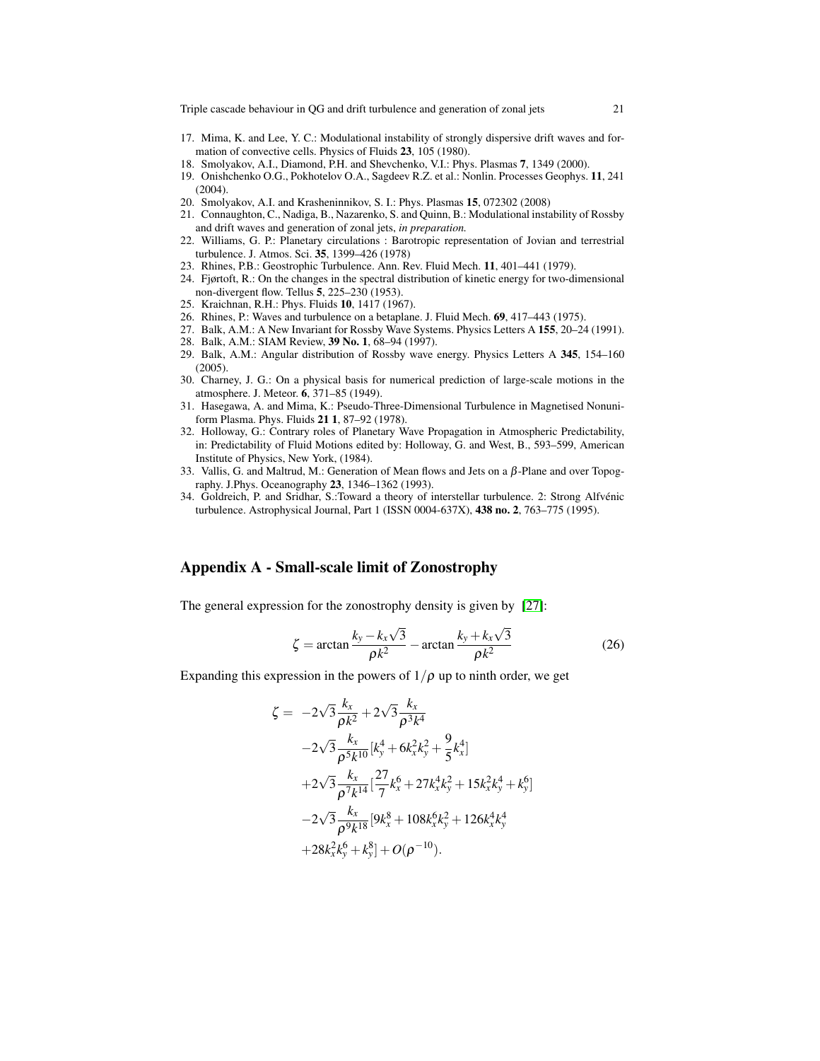17. Mima, K. and Lee, Y. C.: Modulational instability of strongly dispersive drift waves and formation of convective cells. Physics of Fluids **23**, 105 (1980).
18. Smolyakov, A.I., Diamond, P.H. and Shevchenko, V.I.: Phys. Plasmas **7**, 1349 (2000).
19. Onishchenko O.G., Pokhotelov O.A., Sagdeev R.Z. et al.: Nonlin. Processes Geophys. **11**, 241 (2004).
20. Smolyakov, A.I. and Krasheninnikov, S. I.: Phys. Plasmas **15**, 072302 (2008)
21. Connaughton, C., Nadiga, B., Nazarenko, S. and Quinn, B.: Modulational instability of Rossby and drift waves and generation of zonal jets, *in preparation.*
22. Williams, G. P.: Planetary circulations : Barotropic representation of Jovian and terrestrial turbulence. J. Atmos. Sci. **35**, 1399–426 (1978)
23. Rhines, P.B.: Geostrophic Turbulence. Ann. Rev. Fluid Mech. **11**, 401–441 (1979).
24. Fjørtoft, R.: On the changes in the spectral distribution of kinetic energy for two-dimensional non-divergent flow. Tellus **5**, 225–230 (1953).
25. Kraichnan, R.H.: Phys. Fluids **10**, 1417 (1967).
26. Rhines, P.: Waves and turbulence on a betaplane. J. Fluid Mech. **69**, 417–443 (1975).
27. Balk, A.M.: A New Invariant for Rossby Wave Systems. Physics Letters A **155**, 20–24 (1991).
28. Balk, A.M.: SIAM Review, **39 No. 1**, 68–94 (1997).
29. Balk, A.M.: Angular distribution of Rossby wave energy. Physics Letters A **345**, 154–160 (2005).
30. Charney, J. G.: On a physical basis for numerical prediction of large-scale motions in the atmosphere. J. Meteor. **6**, 371–85 (1949).
31. Hasegawa, A. and Mima, K.: Pseudo-Three-Dimensional Turbulence in Magnetised Nonuniform Plasma. Phys. Fluids **21 1**, 87–92 (1978).
32. Holloway, G.: Contrary roles of Planetary Wave Propagation in Atmospheric Predictability, in: Predictability of Fluid Motions edited by: Holloway, G. and West, B., 593–599, American Institute of Physics, New York, (1984).
33. Vallis, G. and Maltrud, M.: Generation of Mean flows and Jets on a $\beta$-Plane and over Topography. J.Phys. Oceanography **23**, 1346–1362 (1993).
34. Goldreich, P. and Sridhar, S.:Toward a theory of interstellar turbulence. 2: Strong Alfvénic turbulence. Astrophysical Journal, Part 1 (ISSN 0004-637X), **438 no. 2**, 763–775 (1995).

## Appendix A - Small-scale limit of Zonostrophy

The general expression for the zonostrophy density is given by [27]:

$$\zeta = \arctan \frac{k_y - k_x\sqrt{3}}{\rho k^2} - \arctan \frac{k_y + k_x\sqrt{3}}{\rho k^2} \tag{26}$$

Expanding this expression in the powers of $1/\rho$ up to ninth order, we get

$$\begin{aligned}
\zeta = \; & -2\sqrt{3}\frac{k_x}{\rho k^2} + 2\sqrt{3}\frac{k_x}{\rho^3 k^4} \\
& -2\sqrt{3}\frac{k_x}{\rho^5 k^{10}}[k_y^4 + 6k_x^2k_y^2 + \frac{9}{5}k_x^4] \\
& +2\sqrt{3}\frac{k_x}{\rho^7 k^{14}}[\frac{27}{7}k_x^6 + 27k_x^4k_y^2 + 15k_x^2k_y^4 + k_y^6] \\
& -2\sqrt{3}\frac{k_x}{\rho^9 k^{18}}[9k_x^8 + 108k_x^6k_y^2 + 126k_x^4k_y^4 \\
& +28k_x^2k_y^6 + k_y^8] + O(\rho^{-10}).
\end{aligned}$$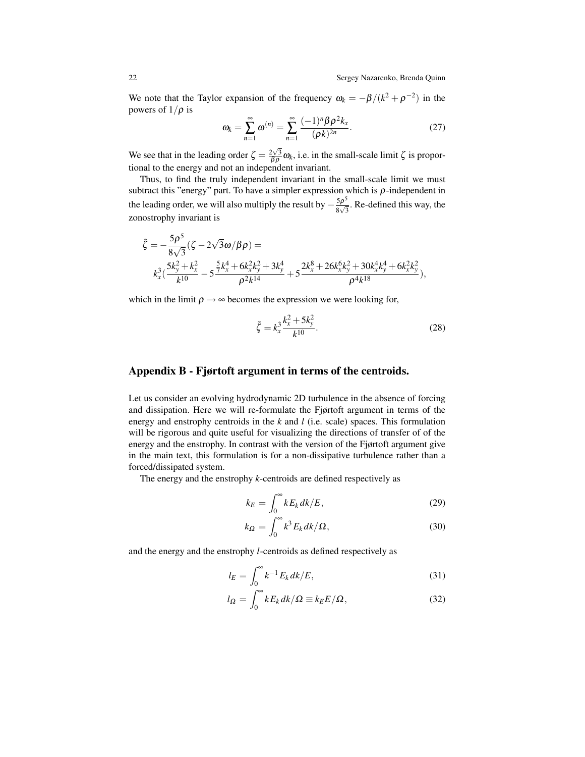We note that the Taylor expansion of the frequency $\omega_k = -\beta/(k^2+\rho^{-2})$ in the powers of $1/\rho$ is

$$\omega_k = \sum_{n=1}^{\infty} \omega^{(n)} = \sum_{n=1}^{\infty} \frac{(-1)^n \beta \rho^2 k_x}{(\rho k)^{2n}}. \tag{27}$$

We see that in the leading order $\zeta = \frac{2\sqrt{3}}{\beta\rho}\omega_k$, i.e. in the small-scale limit $\zeta$ is proportional to the energy and not an independent invariant.

Thus, to find the truly independent invariant in the small-scale limit we must subtract this "energy" part. To have a simpler expression which is $\rho$-independent in the leading order, we will also multiply the result by $-\frac{5\rho^5}{8\sqrt{3}}$. Re-defined this way, the zonostrophy invariant is

$$\tilde{\zeta} = -\frac{5\rho^5}{8\sqrt{3}}(\zeta - 2\sqrt{3}\omega/\beta\rho) =$$
$$k_x^3\left(\frac{5k_y^2+k_x^2}{k^{10}} - 5\frac{\frac{5}{7}k_x^4+6k_x^2k_y^2+3k_y^4}{\rho^2 k^{14}} + 5\frac{2k_x^8+26k_x^6k_y^2+30k_x^4k_y^4+6k_x^2k_y^2}{\rho^4 k^{18}}\right),$$

which in the limit $\rho \to \infty$ becomes the expression we were looking for,

$$\tilde{\zeta} = k_x^3 \frac{k_x^2+5k_y^2}{k^{10}}. \tag{28}$$

## Appendix B - Fjørtoft argument in terms of the centroids.

Let us consider an evolving hydrodynamic 2D turbulence in the absence of forcing and dissipation. Here we will re-formulate the Fjørtoft argument in terms of the energy and enstrophy centroids in the $k$ and $l$ (i.e. scale) spaces. This formulation will be rigorous and quite useful for visualizing the directions of transfer of of the energy and the enstrophy. In contrast with the version of the Fjørtoft argument give in the main text, this formulation is for a non-dissipative turbulence rather than a forced/dissipated system.

The energy and the enstrophy $k$-centroids are defined respectively as

$$k_E = \int_0^\infty k E_k \, dk/E, \tag{29}$$

$$k_\Omega = \int_0^\infty k^3 E_k \, dk/\Omega, \tag{30}$$

and the energy and the enstrophy $l$-centroids as defined respectively as

$$l_E = \int_0^\infty k^{-1} E_k \, dk/E, \tag{31}$$

$$l_\Omega = \int_0^\infty k E_k \, dk/\Omega \equiv k_E E/\Omega, \tag{32}$$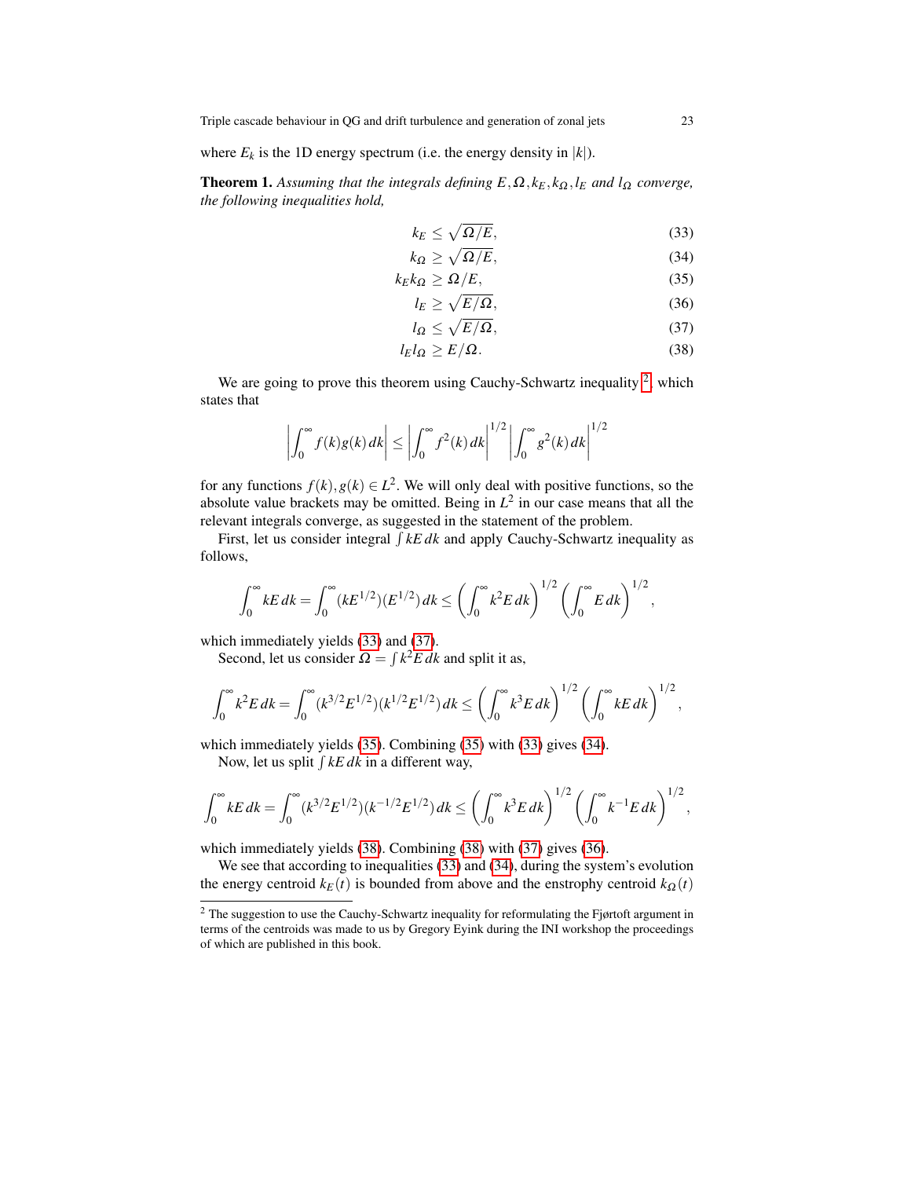where $E_k$ is the 1D energy spectrum (i.e. the energy density in $|k|$).

**Theorem 1.** *Assuming that the integrals defining $E, \Omega, k_E, k_\Omega, l_E$ and $l_\Omega$ converge, the following inequalities hold,*

$$k_E \leq \sqrt{\Omega/E}, \tag{33}$$

$$k_\Omega \geq \sqrt{\Omega/E}, \tag{34}$$

$$k_E k_\Omega \geq \Omega/E, \tag{35}$$

$$l_E \geq \sqrt{E/\Omega}, \tag{36}$$

$$l_\Omega \leq \sqrt{E/\Omega}, \tag{37}$$

$$l_E l_\Omega \geq E/\Omega. \tag{38}$$

We are going to prove this theorem using Cauchy-Schwartz inequality [2], which states that

$$\left| \int_0^\infty f(k)g(k)\,dk \right| \leq \left| \int_0^\infty f^2(k)\,dk \right|^{1/2} \left| \int_0^\infty g^2(k)\,dk \right|^{1/2}$$

for any functions $f(k), g(k) \in L^2$. We will only deal with positive functions, so the absolute value brackets may be omitted. Being in $L^2$ in our case means that all the relevant integrals converge, as suggested in the statement of the problem.

First, let us consider integral $\int kE\,dk$ and apply Cauchy-Schwartz inequality as follows,

$$\int_0^\infty kE\,dk = \int_0^\infty (kE^{1/2})(E^{1/2})\,dk \leq \left( \int_0^\infty k^2 E\,dk \right)^{1/2} \left( \int_0^\infty E\,dk \right)^{1/2},$$

which immediately yields (33) and (37).

Second, let us consider $\Omega = \int k^2 E\,dk$ and split it as,

$$\int_0^\infty k^2 E\,dk = \int_0^\infty (k^{3/2}E^{1/2})(k^{1/2}E^{1/2})\,dk \leq \left( \int_0^\infty k^3 E\,dk \right)^{1/2} \left( \int_0^\infty kE\,dk \right)^{1/2},$$

which immediately yields (35). Combining (35) with (33) gives (34).

Now, let us split $\int kE\,dk$ in a different way,

$$\int_0^\infty kE\,dk = \int_0^\infty (k^{3/2}E^{1/2})(k^{-1/2}E^{1/2})\,dk \leq \left( \int_0^\infty k^3 E\,dk \right)^{1/2} \left( \int_0^\infty k^{-1} E\,dk \right)^{1/2},$$

which immediately yields (38). Combining (38) with (37) gives (36).

We see that according to inequalities (33) and (34), during the system's evolution the energy centroid $k_E(t)$ is bounded from above and the enstrophy centroid $k_\Omega(t)$

[2] The suggestion to use the Cauchy-Schwartz inequality for reformulating the Fjørtoft argument in terms of the centroids was made to us by Gregory Eyink during the INI workshop the proceedings of which are published in this book.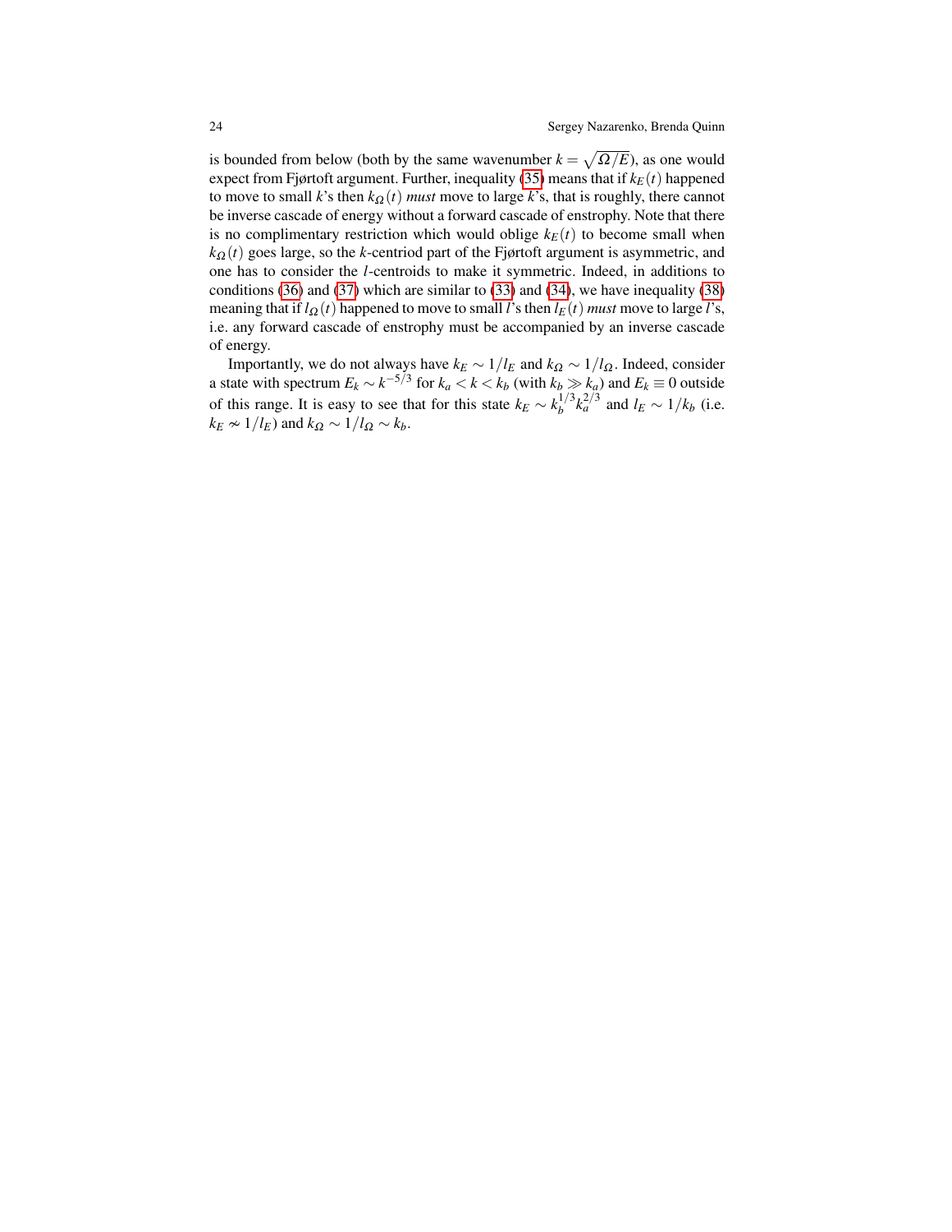is bounded from below (both by the same wavenumber $k = \sqrt{\Omega/E}$), as one would expect from Fjørtoft argument. Further, inequality (35) means that if $k_E(t)$ happened to move to small $k$'s then $k_\Omega(t)$ *must* move to large $k$'s, that is roughly, there cannot be inverse cascade of energy without a forward cascade of enstrophy. Note that there is no complimentary restriction which would oblige $k_E(t)$ to become small when $k_\Omega(t)$ goes large, so the $k$-centriod part of the Fjørtoft argument is asymmetric, and one has to consider the $l$-centroids to make it symmetric. Indeed, in additions to conditions (36) and (37) which are similar to (33) and (34), we have inequality (38) meaning that if $l_\Omega(t)$ happened to move to small $l$'s then $l_E(t)$ *must* move to large $l$'s, i.e. any forward cascade of enstrophy must be accompanied by an inverse cascade of energy.

Importantly, we do not always have $k_E \sim 1/l_E$ and $k_\Omega \sim 1/l_\Omega$. Indeed, consider a state with spectrum $E_k \sim k^{-5/3}$ for $k_a < k < k_b$ (with $k_b \gg k_a$) and $E_k \equiv 0$ outside of this range. It is easy to see that for this state $k_E \sim k_b^{1/3} k_a^{2/3}$ and $l_E \sim 1/k_b$ (i.e. $k_E \nsim 1/l_E$) and $k_\Omega \sim 1/l_\Omega \sim k_b$.